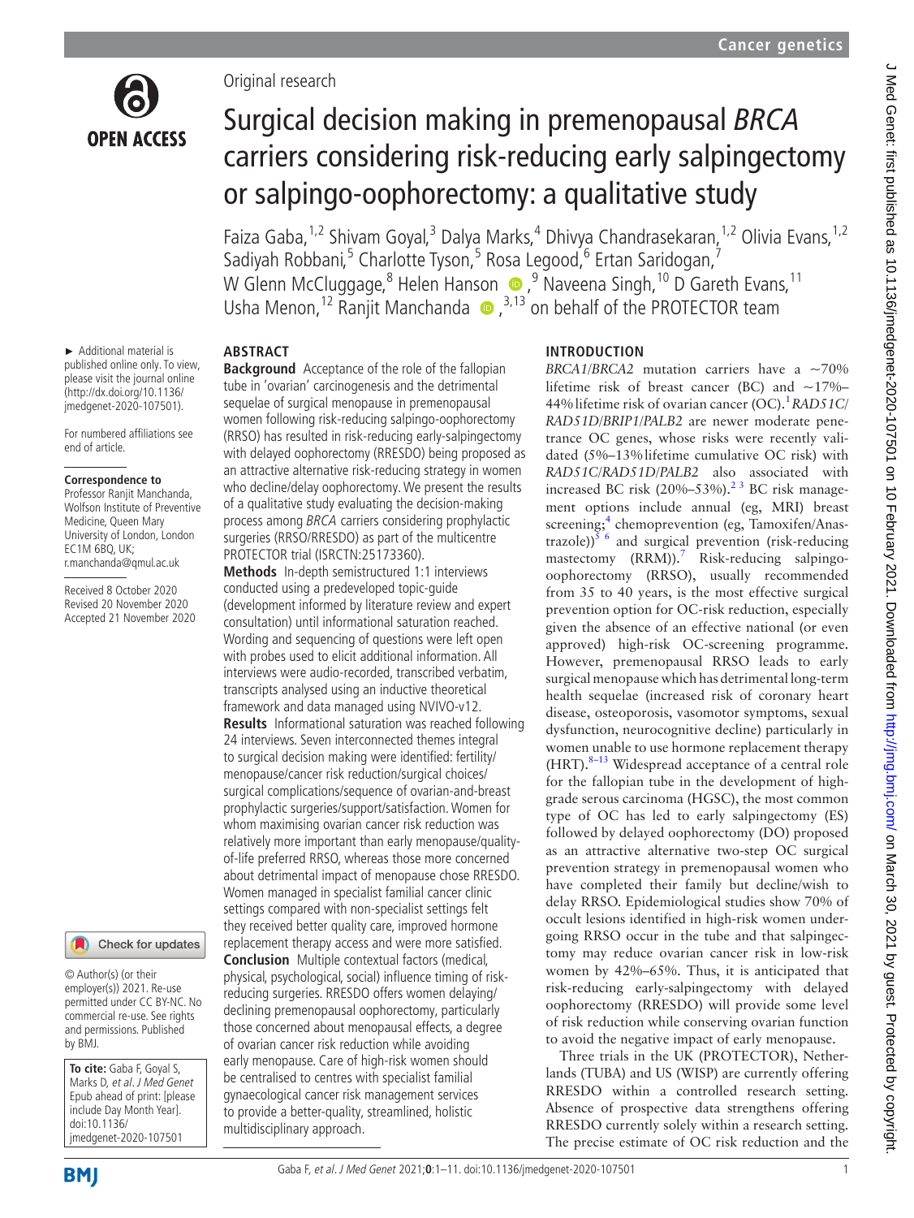Original research

# Surgical decision making in premenopausal *BRCA* carriers considering risk-reducing early salpingectomy or salpingo-oophorectomy: a qualitative study

Faiza Gaba,[1,2] Shivam Goyal,[3] Dalya Marks,[4] Dhivya Chandrasekaran,[1,2] Olivia Evans,[1,2] Sadiyah Robbani,[5] Charlotte Tyson,[5] Rosa Legood,[6] Ertan Saridogan,[7] W Glenn McCluggage,[8] Helen Hanson,[9] Naveena Singh,[10] D Gareth Evans,[11] Usha Menon,[12] Ranjit Manchanda,[3,13] on behalf of the PROTECTOR team

► Additional material is published online only. To view, please visit the journal online (http://dx.doi.org/10.1136/jmedgenet-2020-107501).

For numbered affiliations see end of article.

**Correspondence to**
Professor Ranjit Manchanda, Wolfson Institute of Preventive Medicine, Queen Mary University of London, London EC1M 6BQ, UK; r.manchanda@qmul.ac.uk

Received 8 October 2020
Revised 20 November 2020
Accepted 21 November 2020

© Author(s) (or their employer(s)) 2021. Re-use permitted under CC BY-NC. No commercial re-use. See rights and permissions. Published by BMJ.

**To cite:** Gaba F, Goyal S, Marks D, *et al. J Med Genet* Epub ahead of print: [please include Day Month Year]. doi:10.1136/jmedgenet-2020-107501

## ABSTRACT

**Background** Acceptance of the role of the fallopian tube in 'ovarian' carcinogenesis and the detrimental sequelae of surgical menopause in premenopausal women following risk-reducing salpingo-oophorectomy (RRSO) has resulted in risk-reducing early-salpingectomy with delayed oophorectomy (RRESDO) being proposed as an attractive alternative risk-reducing strategy in women who decline/delay oophorectomy. We present the results of a qualitative study evaluating the decision-making process among *BRCA* carriers considering prophylactic surgeries (RRSO/RRESDO) as part of the multicentre PROTECTOR trial (ISRCTN:25173360).

**Methods** In-depth semistructured 1:1 interviews conducted using a predeveloped topic-guide (development informed by literature review and expert consultation) until informational saturation reached. Wording and sequencing of questions were left open with probes used to elicit additional information. All interviews were audio-recorded, transcribed verbatim, transcripts analysed using an inductive theoretical framework and data managed using NVIVO-v12.

**Results** Informational saturation was reached following 24 interviews. Seven interconnected themes integral to surgical decision making were identified: fertility/menopause/cancer risk reduction/surgical choices/surgical complications/sequence of ovarian-and-breast prophylactic surgeries/support/satisfaction. Women for whom maximising ovarian cancer risk reduction was relatively more important than early menopause/quality-of-life preferred RRSO, whereas those more concerned about detrimental impact of menopause chose RRESDO. Women managed in specialist familial cancer clinic settings compared with non-specialist settings felt they received better quality care, improved hormone replacement therapy access and were more satisfied.

**Conclusion** Multiple contextual factors (medical, physical, psychological, social) influence timing of risk-reducing surgeries. RRESDO offers women delaying/declining premenopausal oophorectomy, particularly those concerned about menopausal effects, a degree of ovarian cancer risk reduction while avoiding early menopause. Care of high-risk women should be centralised to centres with specialist familial gynaecological cancer risk management services to provide a better-quality, streamlined, holistic multidisciplinary approach.

## INTRODUCTION

*BRCA1*/*BRCA2* mutation carriers have a ~70% lifetime risk of breast cancer (BC) and ~17%–44% lifetime risk of ovarian cancer (OC).[1] *RAD51C*/*RAD51D*/*BRIP1*/*PALB2* are newer moderate penetrance OC genes, whose risks were recently validated (5%–13% lifetime cumulative OC risk) with *RAD51C*/*RAD51D*/*PALB2* also associated with increased BC risk (20%–53%).[2,3] BC risk management options include annual (eg, MRI) breast screening;[4] chemoprevention (eg, Tamoxifen/Anastrazole))[5,6] and surgical prevention (risk-reducing mastectomy (RRM)).[7] Risk-reducing salpingo-oophorectomy (RRSO), usually recommended from 35 to 40 years, is the most effective surgical prevention option for OC-risk reduction, especially given the absence of an effective national (or even approved) high-risk OC-screening programme. However, premenopausal RRSO leads to early surgical menopause which has detrimental long-term health sequelae (increased risk of coronary heart disease, osteoporosis, vasomotor symptoms, sexual dysfunction, neurocognitive decline) particularly in women unable to use hormone replacement therapy (HRT).[8–13] Widespread acceptance of a central role for the fallopian tube in the development of high-grade serous carcinoma (HGSC), the most common type of OC has led to early salpingectomy (ES) followed by delayed oophorectomy (DO) proposed as an attractive alternative two-step OC surgical prevention strategy in premenopausal women who have completed their family but decline/wish to delay RRSO. Epidemiological studies show 70% of occult lesions identified in high-risk women undergoing RRSO occur in the tube and that salpingectomy may reduce ovarian cancer risk in low-risk women by 42%–65%. Thus, it is anticipated that risk-reducing early-salpingectomy with delayed oophorectomy (RRESDO) will provide some level of risk reduction while conserving ovarian function to avoid the negative impact of early menopause.

Three trials in the UK (PROTECTOR), Netherlands (TUBA) and US (WISP) are currently offering RRESDO within a controlled research setting. Absence of prospective data strengthens offering RRESDO currently solely within a research setting. The precise estimate of OC risk reduction and the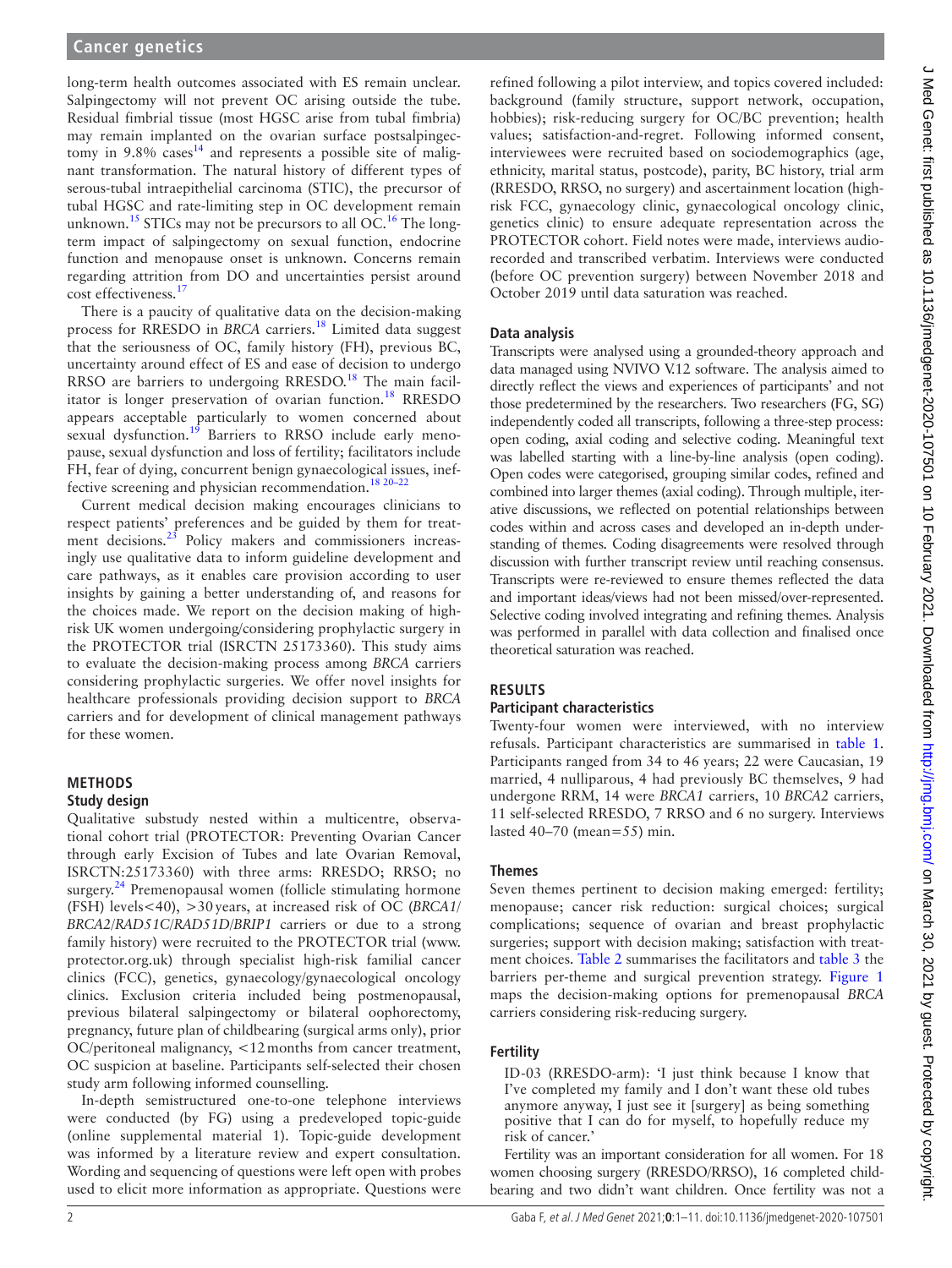long-term health outcomes associated with ES remain unclear. Salpingectomy will not prevent OC arising outside the tube. Residual fimbrial tissue (most HGSC arise from tubal fimbria) may remain implanted on the ovarian surface postsalpingectomy in 9.8% cases[14] and represents a possible site of malignant transformation. The natural history of different types of serous-tubal intraepithelial carcinoma (STIC), the precursor of tubal HGSC and rate-limiting step in OC development remain unknown.[15] STICs may not be precursors to all OC.[16] The long-term impact of salpingectomy on sexual function, endocrine function and menopause onset is unknown. Concerns remain regarding attrition from DO and uncertainties persist around cost effectiveness.[17]

There is a paucity of qualitative data on the decision-making process for RRESDO in *BRCA* carriers.[18] Limited data suggest that the seriousness of OC, family history (FH), previous BC, uncertainty around effect of ES and ease of decision to undergo RRSO are barriers to undergoing RRESDO.[18] The main facilitator is longer preservation of ovarian function.[18] RRESDO appears acceptable particularly to women concerned about sexual dysfunction.[19] Barriers to RRSO include early menopause, sexual dysfunction and loss of fertility; facilitators include FH, fear of dying, concurrent benign gynaecological issues, ineffective screening and physician recommendation.[18 20–22]

Current medical decision making encourages clinicians to respect patients' preferences and be guided by them for treatment decisions.[23] Policy makers and commissioners increasingly use qualitative data to inform guideline development and care pathways, as it enables care provision according to user insights by gaining a better understanding of, and reasons for the choices made. We report on the decision making of high-risk UK women undergoing/considering prophylactic surgery in the PROTECTOR trial (ISRCTN 25173360). This study aims to evaluate the decision-making process among *BRCA* carriers considering prophylactic surgeries. We offer novel insights for healthcare professionals providing decision support to *BRCA* carriers and for development of clinical management pathways for these women.

## METHODS

### Study design

Qualitative substudy nested within a multicentre, observational cohort trial (PROTECTOR: Preventing Ovarian Cancer through early Excision of Tubes and late Ovarian Removal, ISRCTN:25173360) with three arms: RRESDO; RRSO; no surgery.[24] Premenopausal women (follicle stimulating hormone (FSH) levels<40), >30 years, at increased risk of OC (*BRCA1*/*BRCA2*/*RAD51C*/*RAD51D*/*BRIP1* carriers or due to a strong family history) were recruited to the PROTECTOR trial (www.protector.org.uk) through specialist high-risk familial cancer clinics (FCC), genetics, gynaecology/gynaecological oncology clinics. Exclusion criteria included being postmenopausal, previous bilateral salpingectomy or bilateral oophorectomy, pregnancy, future plan of childbearing (surgical arms only), prior OC/peritoneal malignancy, <12 months from cancer treatment, OC suspicion at baseline. Participants self-selected their chosen study arm following informed counselling.

In-depth semistructured one-to-one telephone interviews were conducted (by FG) using a predeveloped topic-guide (online supplemental material 1). Topic-guide development was informed by a literature review and expert consultation. Wording and sequencing of questions were left open with probes used to elicit more information as appropriate. Questions were refined following a pilot interview, and topics covered included: background (family structure, support network, occupation, hobbies); risk-reducing surgery for OC/BC prevention; health values; satisfaction-and-regret. Following informed consent, interviewees were recruited based on sociodemographics (age, ethnicity, marital status, postcode), parity, BC history, trial arm (RRESDO, RRSO, no surgery) and ascertainment location (high-risk FCC, gynaecology clinic, gynaecological oncology clinic, genetics clinic) to ensure adequate representation across the PROTECTOR cohort. Field notes were made, interviews audio-recorded and transcribed verbatim. Interviews were conducted (before OC prevention surgery) between November 2018 and October 2019 until data saturation was reached.

### Data analysis

Transcripts were analysed using a grounded-theory approach and data managed using NVIVO V.12 software. The analysis aimed to directly reflect the views and experiences of participants' and not those predetermined by the researchers. Two researchers (FG, SG) independently coded all transcripts, following a three-step process: open coding, axial coding and selective coding. Meaningful text was labelled starting with a line-by-line analysis (open coding). Open codes were categorised, grouping similar codes, refined and combined into larger themes (axial coding). Through multiple, iterative discussions, we reflected on potential relationships between codes within and across cases and developed an in-depth understanding of themes. Coding disagreements were resolved through discussion with further transcript review until reaching consensus. Transcripts were re-reviewed to ensure themes reflected the data and important ideas/views had not been missed/over-represented. Selective coding involved integrating and refining themes. Analysis was performed in parallel with data collection and finalised once theoretical saturation was reached.

## RESULTS

### Participant characteristics

Twenty-four women were interviewed, with no interview refusals. Participant characteristics are summarised in table 1. Participants ranged from 34 to 46 years; 22 were Caucasian, 19 married, 4 nulliparous, 4 had previously BC themselves, 9 had undergone RRM, 14 were *BRCA1* carriers, 10 *BRCA2* carriers, 11 self-selected RRESDO, 7 RRSO and 6 no surgery. Interviews lasted 40–70 (mean=55) min.

### Themes

Seven themes pertinent to decision making emerged: fertility; menopause; cancer risk reduction: surgical choices; surgical complications; sequence of ovarian and breast prophylactic surgeries; support with decision making; satisfaction with treatment choices. Table 2 summarises the facilitators and table 3 the barriers per-theme and surgical prevention strategy. Figure 1 maps the decision-making options for premenopausal *BRCA* carriers considering risk-reducing surgery.

### Fertility

> ID-03 (RRESDO-arm): 'I just think because I know that I've completed my family and I don't want these old tubes anymore anyway, I just see it [surgery] as being something positive that I can do for myself, to hopefully reduce my risk of cancer.'

Fertility was an important consideration for all women. For 18 women choosing surgery (RRESDO/RRSO), 16 completed childbearing and two didn't want children. Once fertility was not a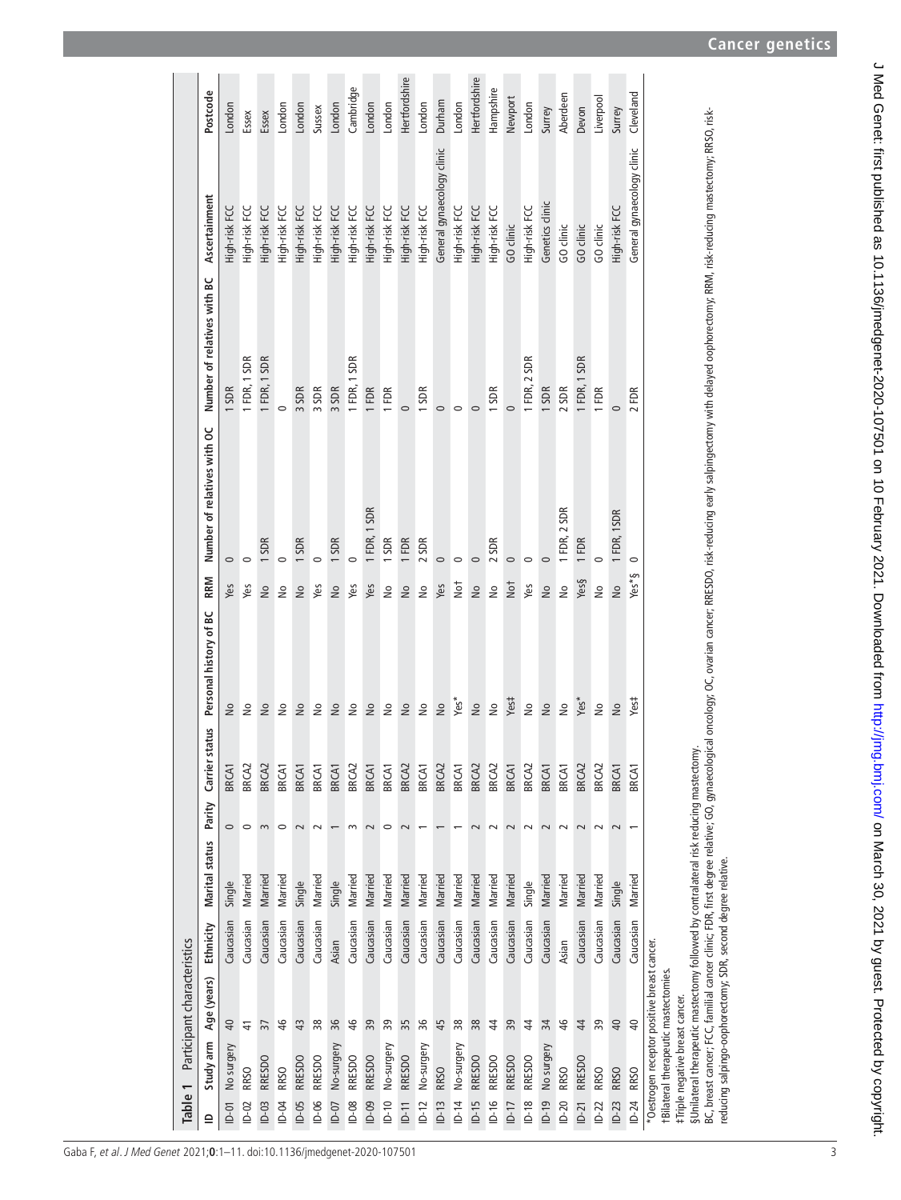**Table 1** Participant characteristics

| ID | Study arm | Age (years) | Ethnicity | Marital status | Parity | Carrier status | Personal history of BC | RRM | Number of relatives with OC | Number of relatives with BC | Ascertainment | Postcode |
|---|---|---|---|---|---|---|---|---|---|---|---|---|
| ID-01 | No surgery | 40 | Caucasian | Single | 0 | BRCA1 | No | Yes | 0 | 1 SDR | High-risk FCC | London |
| ID-02 | RRSO | 41 | Caucasian | Married | 0 | BRCA2 | No | Yes | 0 | 1 FDR, 1 SDR | High-risk FCC | Essex |
| ID-03 | RRESDO | 37 | Caucasian | Married | 3 | BRCA2 | No | No | 1 SDR | 1 FDR, 1 SDR | High-risk FCC | Essex |
| ID-04 | RRSO | 46 | Caucasian | Married | 0 | BRCA1 | No | No | 0 | 0 | High-risk FCC | London |
| ID-05 | RRESDO | 43 | Caucasian | Single | 2 | BRCA1 | No | No | 1 SDR | 3 SDR | High-risk FCC | London |
| ID-06 | RRESDO | 38 | Caucasian | Married | 2 | BRCA1 | No | Yes | 0 | 3 SDR | High-risk FCC | Sussex |
| ID-07 | No-surgery | 36 | Asian | Single | 1 | BRCA1 | No | No | 1 SDR | 3 SDR | High-risk FCC | London |
| ID-08 | RRESDO | 46 | Caucasian | Married | 3 | BRCA2 | No | Yes | 0 | 1 FDR, 1 SDR | High-risk FCC | Cambridge |
| ID-09 | RRESDO | 39 | Caucasian | Married | 2 | BRCA1 | No | Yes | 1 FDR, 1 SDR | 1 FDR | High-risk FCC | London |
| ID-10 | No-surgery | 39 | Caucasian | Married | 0 | BRCA1 | No | No | 1 SDR | 1 FDR | High-risk FCC | London |
| ID-11 | RRESDO | 35 | Caucasian | Married | 2 | BRCA2 | No | No | 1 FDR | 0 | High-risk FCC | Hertfordshire |
| ID-12 | No-surgery | 36 | Caucasian | Married | 1 | BRCA1 | No | No | 2 SDR | 1 SDR | High-risk FCC | London |
| ID-13 | RRSO | 45 | Caucasian | Married | 1 | BRCA2 | No | Yes | 0 | 0 | General gynaecology clinic | Durham |
| ID-14 | No-surgery | 38 | Caucasian | Married | 1 | BRCA1 | Yes* | No† | 0 | 0 | High-risk FCC | London |
| ID-15 | RRESDO | 38 | Caucasian | Married | 2 | BRCA2 | No | No | 0 | 0 | High-risk FCC | Hertfordshire |
| ID-16 | RRESDO | 44 | Caucasian | Married | 2 | BRCA2 | No | No | 2 SDR | 1 SDR | High-risk FCC | Hampshire |
| ID-17 | RRESDO | 39 | Caucasian | Married | 2 | BRCA1 | Yes‡ | No† | 0 | 0 | GO clinic | Newport |
| ID-18 | RRESDO | 44 | Caucasian | Single | 2 | BRCA2 | No | Yes | 0 | 1 FDR, 2 SDR | High-risk FCC | London |
| ID-19 | No surgery | 34 | Caucasian | Married | 2 | BRCA1 | No | No | 0 | 1 SDR | Genetics clinic | Surrey |
| ID-20 | RRSO | 46 | Asian | Married | 2 | BRCA1 | No | No | 1 FDR, 2 SDR | 2 SDR | GO clinic | Aberdeen |
| ID-21 | RRESDO | 44 | Caucasian | Married | 2 | BRCA2 | Yes* | Yes§ | 1 FDR | 1 FDR, 1 SDR | GO clinic | Devon |
| ID-22 | RRSO | 39 | Caucasian | Married | 2 | BRCA2 | No | No | 0 | 1 FDR | GO clinic | Liverpool |
| ID-23 | RRSO | 40 | Caucasian | Single | 2 | BRCA1 | No | No | 1 FDR, 1SDR | 0 | High-risk FCC | Surrey |
| ID-24 | RRSO | 40 | Caucasian | Married | 1 | BRCA1 | Yes‡ | Yes*§ | 0 | 2 FDR | General gynaecology clinic | Cleveland |

*Oestrogen receptor positive breast cancer.
†Bilateral therapeutic mastectomies.
‡Triple negative breast cancer.
§Unilateral therapeutic mastectomy followed by contralateral risk reducing mastectomy.
BC, breast cancer; FCC, familial cancer clinic; FDR, first degree relative; GO, gynaecological oncology; OC, ovarian cancer; RRESDO, risk-reducing early salpingectomy with delayed oophorectomy; RRM, risk-reducing mastectomy; RRSO, risk-reducing salpingo-oophorectomy; SDR, second degree relative.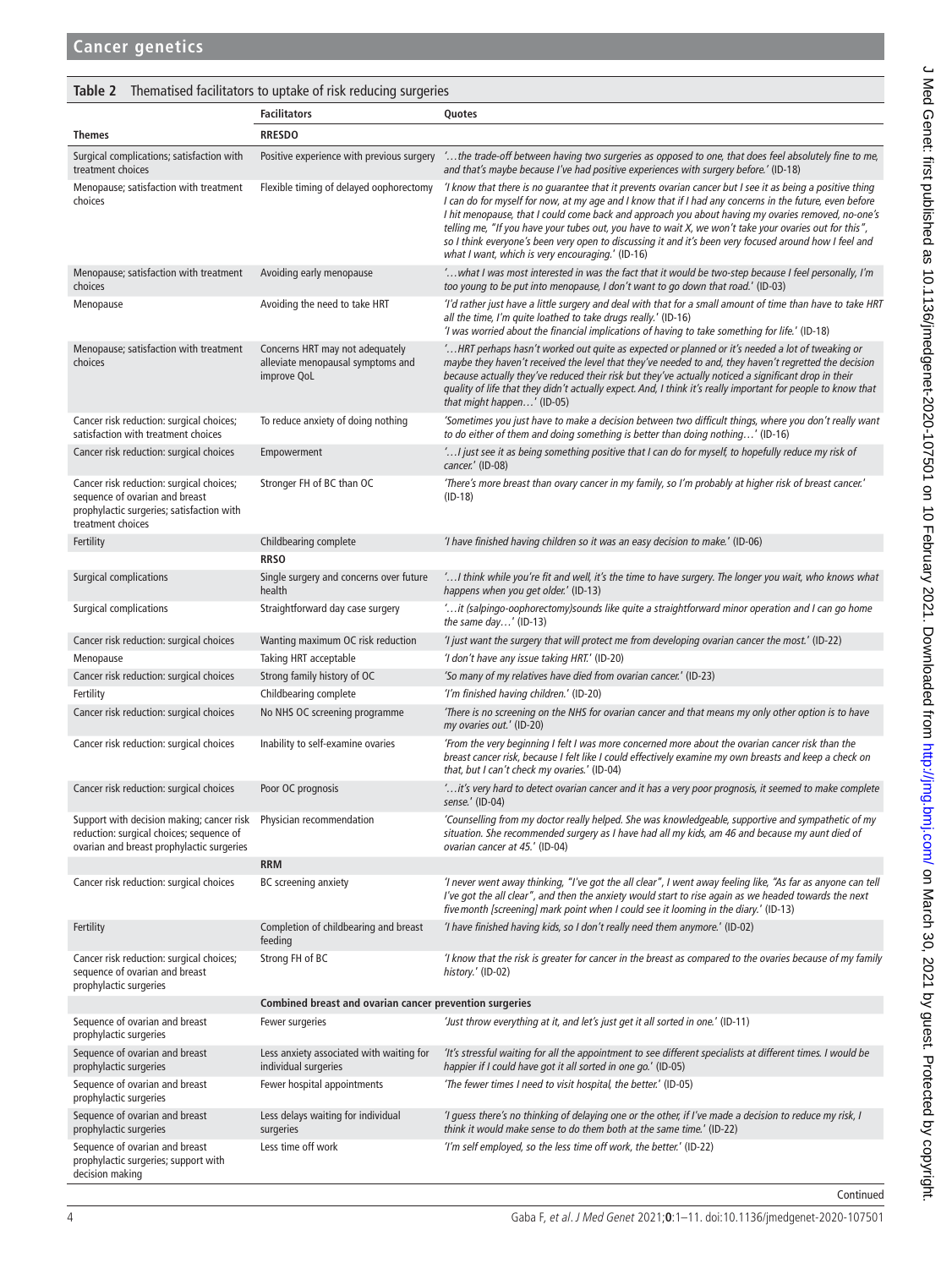**Table 2** Thematised facilitators to uptake of risk reducing surgeries

| Themes | Facilitators | Quotes |
|---|---|---|
| | **RRESDO** | |
| Surgical complications; satisfaction with treatment choices | Positive experience with previous surgery | *'…the trade-off between having two surgeries as opposed to one, that does feel absolutely fine to me, and that's maybe because I've had positive experiences with surgery before.'* (ID-18) |
| Menopause; satisfaction with treatment choices | Flexible timing of delayed oophorectomy | *'I know that there is no guarantee that it prevents ovarian cancer but I see it as being a positive thing I can do for myself for now, at my age and I know that if I had any concerns in the future, even before I hit menopause, that I could come back and approach you about having my ovaries removed, no-one's telling me, "If you have your tubes out, you have to wait X, we won't take your ovaries out for this", so I think everyone's been very open to discussing it and it's been very focused around how I feel and what I want, which is very encouraging.'* (ID-16) |
| Menopause; satisfaction with treatment choices | Avoiding early menopause | *'…what I was most interested in was the fact that it would be two-step because I feel personally, I'm too young to be put into menopause, I don't want to go down that road.'* (ID-03) |
| Menopause | Avoiding the need to take HRT | *'I'd rather just have a little surgery and deal with that for a small amount of time than have to take HRT all the time, I'm quite loathed to take drugs really.'* (ID-16)<br>*'I was worried about the financial implications of having to take something for life.'* (ID-18) |
| Menopause; satisfaction with treatment choices | Concerns HRT may not adequately alleviate menopausal symptoms and improve QoL | *'…HRT perhaps hasn't worked out quite as expected or planned or it's needed a lot of tweaking or maybe they haven't received the level that they've needed to and, they haven't regretted the decision because actually they've reduced their risk but they've actually noticed a significant drop in their quality of life that they didn't actually expect. And, I think it's really important for people to know that that might happen…'* (ID-05) |
| Cancer risk reduction: surgical choices; satisfaction with treatment choices | To reduce anxiety of doing nothing | *'Sometimes you just have to make a decision between two difficult things, where you don't really want to do either of them and doing something is better than doing nothing…'* (ID-16) |
| Cancer risk reduction: surgical choices | Empowerment | *'…I just see it as being something positive that I can do for myself, to hopefully reduce my risk of cancer.'* (ID-08) |
| Cancer risk reduction: surgical choices; sequence of ovarian and breast prophylactic surgeries; satisfaction with treatment choices | Stronger FH of BC than OC | *'There's more breast than ovary cancer in my family, so I'm probably at higher risk of breast cancer.'* (ID-18) |
| Fertility | Childbearing complete | *'I have finished having children so it was an easy decision to make.'* (ID-06) |
| | **RRSO** | |
| Surgical complications | Single surgery and concerns over future health | *'…I think while you're fit and well, it's the time to have surgery. The longer you wait, who knows what happens when you get older.'* (ID-13) |
| Surgical complications | Straightforward day case surgery | *'…it (salpingo-oophorectomy)sounds like quite a straightforward minor operation and I can go home the same day…'* (ID-13) |
| Cancer risk reduction: surgical choices | Wanting maximum OC risk reduction | *'I just want the surgery that will protect me from developing ovarian cancer the most.'* (ID-22) |
| Menopause | Taking HRT acceptable | *'I don't have any issue taking HRT.'* (ID-20) |
| Cancer risk reduction: surgical choices | Strong family history of OC | *'So many of my relatives have died from ovarian cancer.'* (ID-23) |
| Fertility | Childbearing complete | *'I'm finished having children.'* (ID-20) |
| Cancer risk reduction: surgical choices | No NHS OC screening programme | *'There is no screening on the NHS for ovarian cancer and that means my only other option is to have my ovaries out.'* (ID-20) |
| Cancer risk reduction: surgical choices | Inability to self-examine ovaries | *'From the very beginning I felt I was more concerned more about the ovarian cancer risk than the breast cancer risk, because I felt like I could effectively examine my own breasts and keep a check on that, but I can't check my ovaries.'* (ID-04) |
| Cancer risk reduction: surgical choices | Poor OC prognosis | *'…it's very hard to detect ovarian cancer and it has a very poor prognosis, it seemed to make complete sense.'* (ID-04) |
| Support with decision making; cancer risk reduction: surgical choices; sequence of ovarian and breast prophylactic surgeries | Physician recommendation | *'Counselling from my doctor really helped. She was knowledgeable, supportive and sympathetic of my situation. She recommended surgery as I have had all my kids, am 46 and because my aunt died of ovarian cancer at 45.'* (ID-04) |
| | **RRM** | |
| Cancer risk reduction: surgical choices | BC screening anxiety | *'I never went away thinking, "I've got the all clear", I went away feeling like, "As far as anyone can tell I've got the all clear", and then the anxiety would start to rise again as we headed towards the next five month [screening] mark point when I could see it looming in the diary.'* (ID-13) |
| Fertility | Completion of childbearing and breast feeding | *'I have finished having kids, so I don't really need them anymore.'* (ID-02) |
| Cancer risk reduction: surgical choices; sequence of ovarian and breast prophylactic surgeries | Strong FH of BC | *'I know that the risk is greater for cancer in the breast as compared to the ovaries because of my family history.'* (ID-02) |
| | **Combined breast and ovarian cancer prevention surgeries** | |
| Sequence of ovarian and breast prophylactic surgeries | Fewer surgeries | *'Just throw everything at it, and let's just get it all sorted in one.'* (ID-11) |
| Sequence of ovarian and breast prophylactic surgeries | Less anxiety associated with waiting for individual surgeries | *'It's stressful waiting for all the appointment to see different specialists at different times. I would be happier if I could have got it all sorted in one go.'* (ID-05) |
| Sequence of ovarian and breast prophylactic surgeries | Fewer hospital appointments | *'The fewer times I need to visit hospital, the better.'* (ID-05) |
| Sequence of ovarian and breast prophylactic surgeries | Less delays waiting for individual surgeries | *'I guess there's no thinking of delaying one or the other, if I've made a decision to reduce my risk, I think it would make sense to do them both at the same time.'* (ID-22) |
| Sequence of ovarian and breast prophylactic surgeries; support with decision making | Less time off work | *'I'm self employed, so the less time off work, the better.'* (ID-22) |

Continued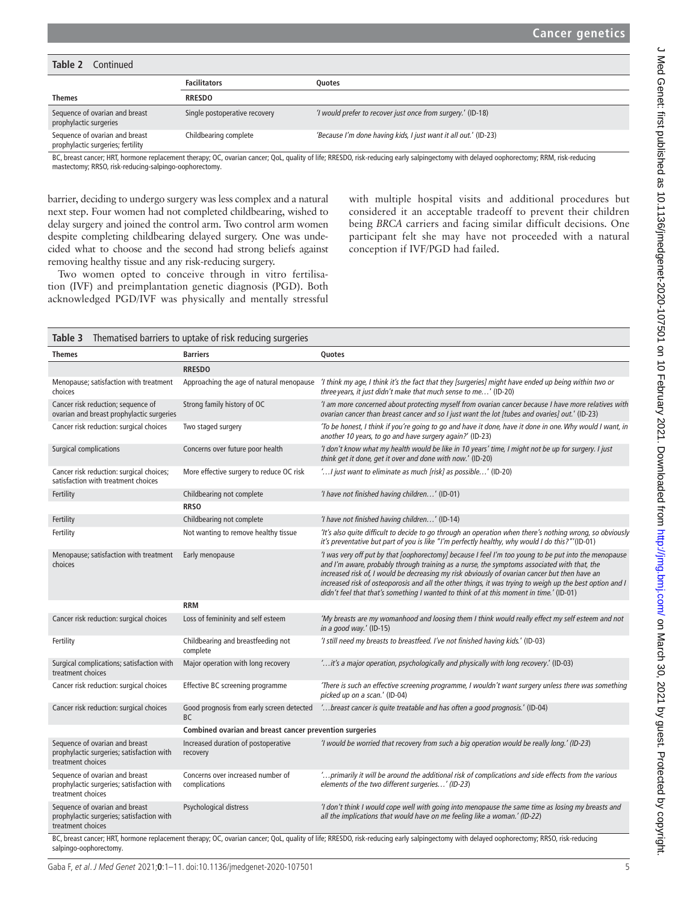**Table 2** Continued

| Themes | Facilitators | Quotes |
|---|---|---|
| | **RRESDO** | |
| Sequence of ovarian and breast prophylactic surgeries | Single postoperative recovery | *'I would prefer to recover just once from surgery.'* (ID-18) |
| Sequence of ovarian and breast prophylactic surgeries; fertility | Childbearing complete | *'Because I'm done having kids, I just want it all out.'* (ID-23) |

BC, breast cancer; HRT, hormone replacement therapy; OC, ovarian cancer; QoL, quality of life; RRESDO, risk-reducing early salpingectomy with delayed oophorectomy; RRM, risk-reducing mastectomy; RRSO, risk-reducing-salpingo-oophorectomy.

barrier, deciding to undergo surgery was less complex and a natural next step. Four women had not completed childbearing, wished to delay surgery and joined the control arm. Two control arm women despite completing childbearing delayed surgery. One was undecided what to choose and the second had strong beliefs against removing healthy tissue and any risk-reducing surgery.

Two women opted to conceive through in vitro fertilisation (IVF) and preimplantation genetic diagnosis (PGD). Both acknowledged PGD/IVF was physically and mentally stressful with multiple hospital visits and additional procedures but considered it an acceptable tradeoff to prevent their children being *BRCA* carriers and facing similar difficult decisions. One participant felt she may have not proceeded with a natural conception if IVF/PGD had failed.

**Table 3** Thematised barriers to uptake of risk reducing surgeries

| Themes | Barriers | Quotes |
|---|---|---|
| | **RRESDO** | |
| Menopause; satisfaction with treatment choices | Approaching the age of natural menopause | *'I think my age, I think it's the fact that they [surgeries] might have ended up being within two or three years, it just didn't make that much sense to me…'* (ID-20) |
| Cancer risk reduction; sequence of ovarian and breast prophylactic surgeries | Strong family history of OC | *'I am more concerned about protecting myself from ovarian cancer because I have more relatives with ovarian cancer than breast cancer and so I just want the lot [tubes and ovaries] out.'* (ID-23) |
| Cancer risk reduction: surgical choices | Two staged surgery | *'To be honest, I think if you're going to go and have it done, have it done in one. Why would I want, in another 10 years, to go and have surgery again?'* (ID-23) |
| Surgical complications | Concerns over future poor health | *'I don't know what my health would be like in 10 years' time, I might not be up for surgery. I just think get it done, get it over and done with now.'* (ID-20) |
| Cancer risk reduction: surgical choices; satisfaction with treatment choices | More effective surgery to reduce OC risk | *'…I just want to eliminate as much [risk] as possible…'* (ID-20) |
| Fertility | Childbearing not complete | *'I have not finished having children…'* (ID-01) |
| | **RRSO** | |
| Fertility | Childbearing not complete | *'I have not finished having children…'* (ID-14) |
| Fertility | Not wanting to remove healthy tissue | *'It's also quite difficult to decide to go through an operation when there's nothing wrong, so obviously it's preventative but part of you is like "I'm perfectly healthy, why would I do this?"'*(ID-01) |
| Menopause; satisfaction with treatment choices | Early menopause | *'I was very off put by that [oophorectomy] because I feel I'm too young to be put into the menopause and I'm aware, probably through training as a nurse, the symptoms associated with that, the increased risk of, I would be decreasing my risk obviously of ovarian cancer but then have an increased risk of osteoporosis and all the other things, it was trying to weigh up the best option and I didn't feel that that's something I wanted to think of at this moment in time.'* (ID-01) |
| | **RRM** | |
| Cancer risk reduction: surgical choices | Loss of femininity and self esteem | *'My breasts are my womanhood and loosing them I think would really effect my self esteem and not in a good way.'* (ID-15) |
| Fertility | Childbearing and breastfeeding not complete | *'I still need my breasts to breastfeed. I've not finished having kids.'* (ID-03) |
| Surgical complications; satisfaction with treatment choices | Major operation with long recovery | *'…it's a major operation, psychologically and physically with long recovery.'* (ID-03) |
| Cancer risk reduction: surgical choices | Effective BC screening programme | *'There is such an effective screening programme, I wouldn't want surgery unless there was something picked up on a scan.'* (ID-04) |
| Cancer risk reduction: surgical choices | Good prognosis from early screen detected BC | *'…breast cancer is quite treatable and has often a good prognosis.'* (ID-04) |
| | **Combined ovarian and breast cancer prevention surgeries** | |
| Sequence of ovarian and breast prophylactic surgeries; satisfaction with treatment choices | Increased duration of postoperative recovery | *'I would be worried that recovery from such a big operation would be really long.' (ID-23)* |
| Sequence of ovarian and breast prophylactic surgeries; satisfaction with treatment choices | Concerns over increased number of complications | *'…primarily it will be around the additional risk of complications and side effects from the various elements of the two different surgeries…' (ID-23)* |
| Sequence of ovarian and breast prophylactic surgeries; satisfaction with treatment choices | Psychological distress | *'I don't think I would cope well with going into menopause the same time as losing my breasts and all the implications that would have on me feeling like a woman.' (ID-22)* |

BC, breast cancer; HRT, hormone replacement therapy; OC, ovarian cancer; QoL, quality of life; RRESDO, risk-reducing early salpingectomy with delayed oophorectomy; RRSO, risk-reducing salpingo-oophorectomy.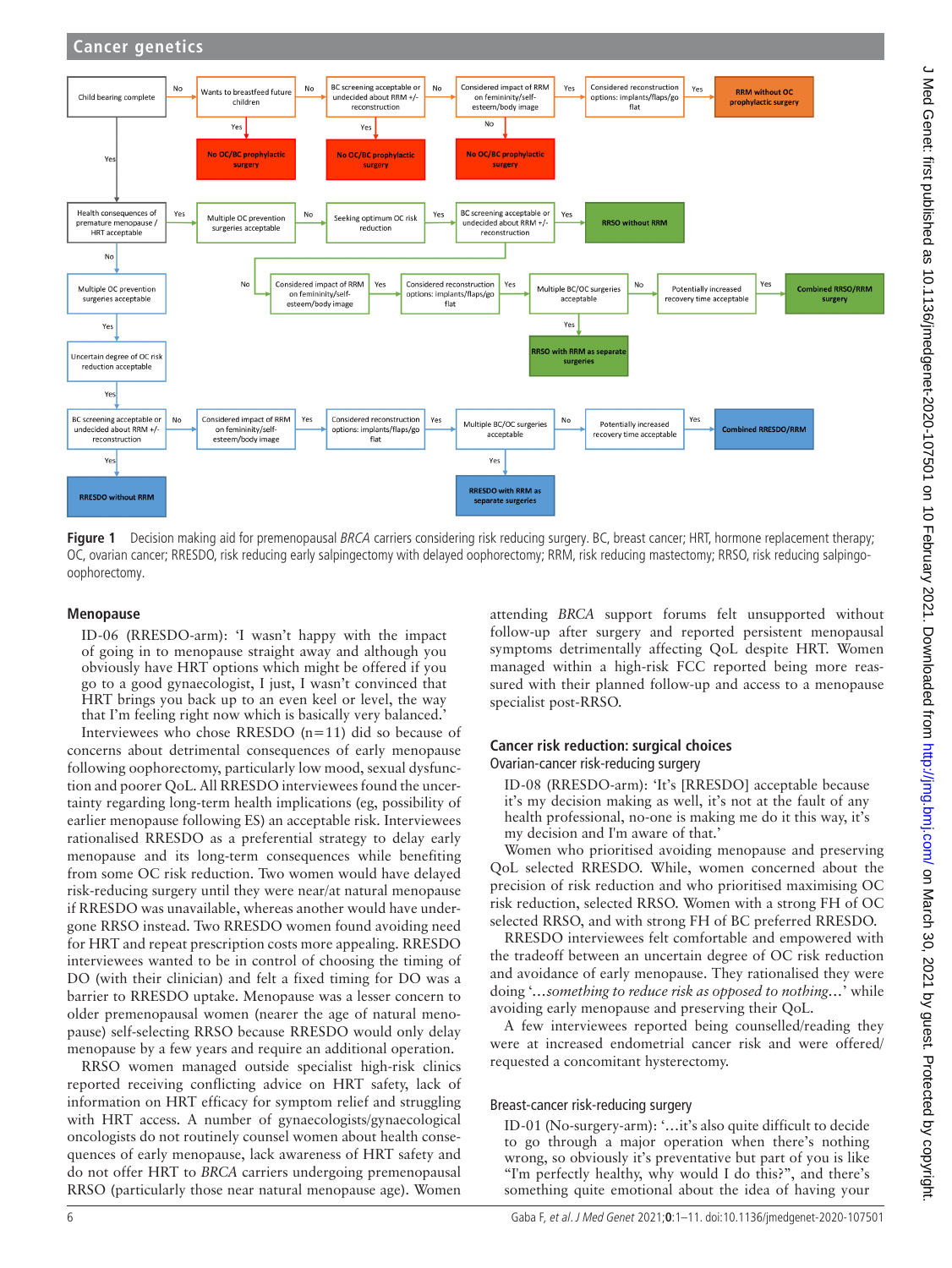**Figure 1** Decision making aid for premenopausal *BRCA* carriers considering risk reducing surgery. BC, breast cancer; HRT, hormone replacement therapy; OC, ovarian cancer; RRESDO, risk reducing early salpingectomy with delayed oophorectomy; RRM, risk reducing mastectomy; RRSO, risk reducing salpingo-oophorectomy.

## Menopause

ID-06 (RRESDO-arm): 'I wasn't happy with the impact of going in to menopause straight away and although you obviously have HRT options which might be offered if you go to a good gynaecologist, I just, I wasn't convinced that HRT brings you back up to an even keel or level, the way that I'm feeling right now which is basically very balanced.'

Interviewees who chose RRESDO (n=11) did so because of concerns about detrimental consequences of early menopause following oophorectomy, particularly low mood, sexual dysfunction and poorer QoL. All RRESDO interviewees found the uncertainty regarding long-term health implications (eg, possibility of earlier menopause following ES) an acceptable risk. Interviewees rationalised RRESDO as a preferential strategy to delay early menopause and its long-term consequences while benefiting from some OC risk reduction. Two women would have delayed risk-reducing surgery until they were near/at natural menopause if RRESDO was unavailable, whereas another would have undergone RRSO instead. Two RRESDO women found avoiding need for HRT and repeat prescription costs more appealing. RRESDO interviewees wanted to be in control of choosing the timing of DO (with their clinician) and felt a fixed timing for DO was a barrier to RRESDO uptake. Menopause was a lesser concern to older premenopausal women (nearer the age of natural menopause) self-selecting RRSO because RRESDO would only delay menopause by a few years and require an additional operation.

RRSO women managed outside specialist high-risk clinics reported receiving conflicting advice on HRT safety, lack of information on HRT efficacy for symptom relief and struggling with HRT access. A number of gynaecologists/gynaecological oncologists do not routinely counsel women about health consequences of early menopause, lack awareness of HRT safety and do not offer HRT to *BRCA* carriers undergoing premenopausal RRSO (particularly those near natural menopause age). Women attending *BRCA* support forums felt unsupported without follow-up after surgery and reported persistent menopausal symptoms detrimentally affecting QoL despite HRT. Women managed within a high-risk FCC reported being more reassured with their planned follow-up and access to a menopause specialist post-RRSO.

## Cancer risk reduction: surgical choices

### Ovarian-cancer risk-reducing surgery

ID-08 (RRESDO-arm): 'It's [RRESDO] acceptable because it's my decision making as well, it's not at the fault of any health professional, no-one is making me do it this way, it's my decision and I'm aware of that.'

Women who prioritised avoiding menopause and preserving QoL selected RRESDO. While, women concerned about the precision of risk reduction and who prioritised maximising OC risk reduction, selected RRSO. Women with a strong FH of OC selected RRSO, and with strong FH of BC preferred RRESDO.

RRESDO interviewees felt comfortable and empowered with the tradeoff between an uncertain degree of OC risk reduction and avoidance of early menopause. They rationalised they were doing '*…something to reduce risk as opposed to nothing…*' while avoiding early menopause and preserving their QoL.

A few interviewees reported being counselled/reading they were at increased endometrial cancer risk and were offered/requested a concomitant hysterectomy.

### Breast-cancer risk-reducing surgery

ID-01 (No-surgery-arm): '…it's also quite difficult to decide to go through a major operation when there's nothing wrong, so obviously it's preventative but part of you is like "I'm perfectly healthy, why would I do this?", and there's something quite emotional about the idea of having your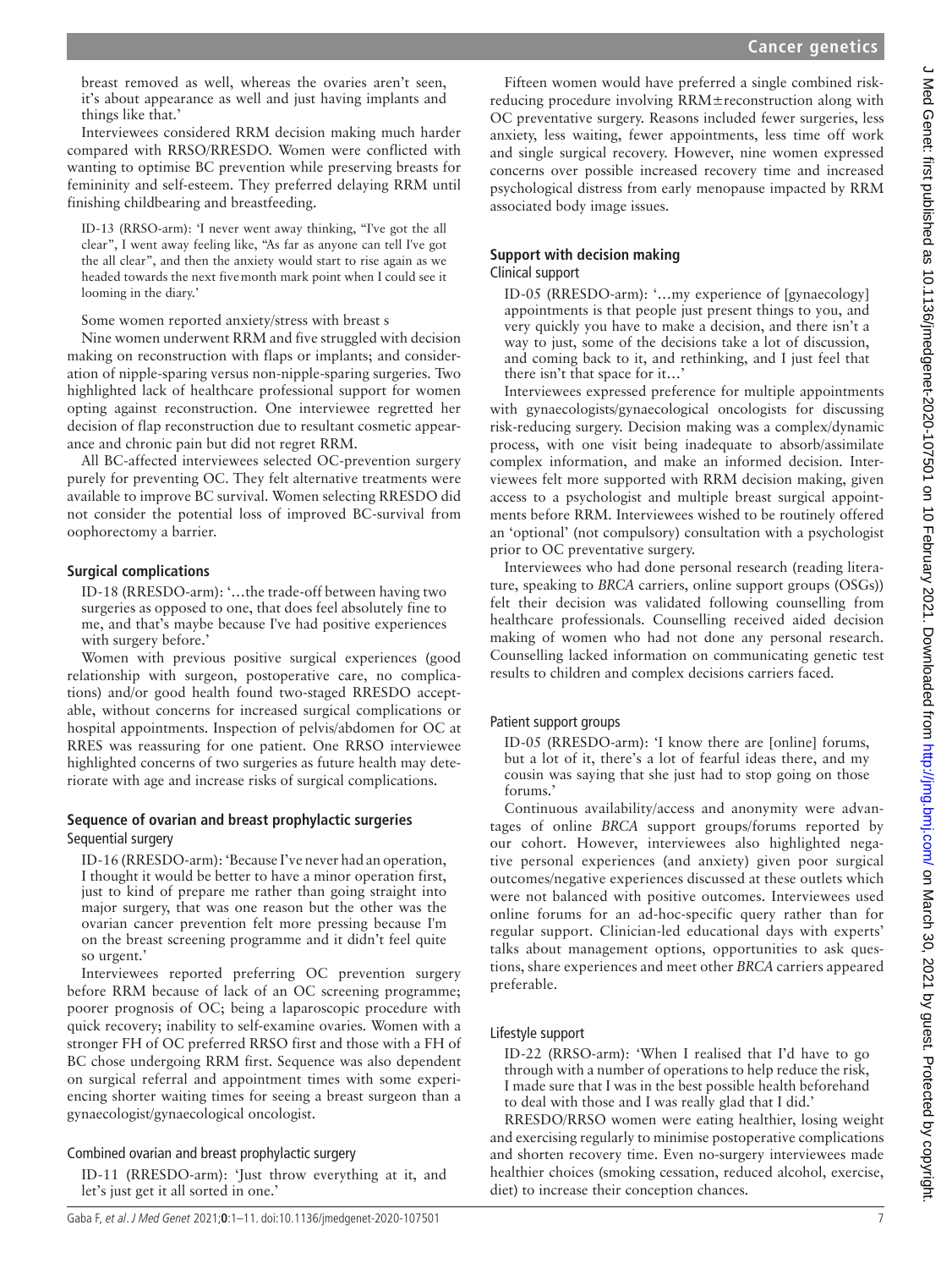breast removed as well, whereas the ovaries aren't seen, it's about appearance as well and just having implants and things like that.'

Interviewees considered RRM decision making much harder compared with RRSO/RRESDO. Women were conflicted with wanting to optimise BC prevention while preserving breasts for femininity and self-esteem. They preferred delaying RRM until finishing childbearing and breastfeeding.

> ID-13 (RRSO-arm): 'I never went away thinking, "I've got the all clear", I went away feeling like, "As far as anyone can tell I've got the all clear", and then the anxiety would start to rise again as we headed towards the next five month mark point when I could see it looming in the diary.'

Some women reported anxiety/stress with breast s

Nine women underwent RRM and five struggled with decision making on reconstruction with flaps or implants; and consideration of nipple-sparing versus non-nipple-sparing surgeries. Two highlighted lack of healthcare professional support for women opting against reconstruction. One interviewee regretted her decision of flap reconstruction due to resultant cosmetic appearance and chronic pain but did not regret RRM.

All BC-affected interviewees selected OC-prevention surgery purely for preventing OC. They felt alternative treatments were available to improve BC survival. Women selecting RRESDO did not consider the potential loss of improved BC-survival from oophorectomy a barrier.

### Surgical complications

> ID-18 (RRESDO-arm): '…the trade-off between having two surgeries as opposed to one, that does feel absolutely fine to me, and that's maybe because I've had positive experiences with surgery before.'

Women with previous positive surgical experiences (good relationship with surgeon, postoperative care, no complications) and/or good health found two-staged RRESDO acceptable, without concerns for increased surgical complications or hospital appointments. Inspection of pelvis/abdomen for OC at RRES was reassuring for one patient. One RRSO interviewee highlighted concerns of two surgeries as future health may deteriorate with age and increase risks of surgical complications.

### Sequence of ovarian and breast prophylactic surgeries

#### Sequential surgery

> ID-16 (RRESDO-arm): 'Because I've never had an operation, I thought it would be better to have a minor operation first, just to kind of prepare me rather than going straight into major surgery, that was one reason but the other was the ovarian cancer prevention felt more pressing because I'm on the breast screening programme and it didn't feel quite so urgent.'

Interviewees reported preferring OC prevention surgery before RRM because of lack of an OC screening programme; poorer prognosis of OC; being a laparoscopic procedure with quick recovery; inability to self-examine ovaries. Women with a stronger FH of OC preferred RRSO first and those with a FH of BC chose undergoing RRM first. Sequence was also dependent on surgical referral and appointment times with some experiencing shorter waiting times for seeing a breast surgeon than a gynaecologist/gynaecological oncologist.

#### Combined ovarian and breast prophylactic surgery

> ID-11 (RRESDO-arm): 'Just throw everything at it, and let's just get it all sorted in one.'

Fifteen women would have preferred a single combined risk-reducing procedure involving RRM±reconstruction along with OC preventative surgery. Reasons included fewer surgeries, less anxiety, less waiting, fewer appointments, less time off work and single surgical recovery. However, nine women expressed concerns over possible increased recovery time and increased psychological distress from early menopause impacted by RRM associated body image issues.

### Support with decision making

#### Clinical support

> ID-05 (RRESDO-arm): '…my experience of [gynaecology] appointments is that people just present things to you, and very quickly you have to make a decision, and there isn't a way to just, some of the decisions take a lot of discussion, and coming back to it, and rethinking, and I just feel that there isn't that space for it…'

Interviewees expressed preference for multiple appointments with gynaecologists/gynaecological oncologists for discussing risk-reducing surgery. Decision making was a complex/dynamic process, with one visit being inadequate to absorb/assimilate complex information, and make an informed decision. Interviewees felt more supported with RRM decision making, given access to a psychologist and multiple breast surgical appointments before RRM. Interviewees wished to be routinely offered an 'optional' (not compulsory) consultation with a psychologist prior to OC preventative surgery.

Interviewees who had done personal research (reading literature, speaking to *BRCA* carriers, online support groups (OSGs)) felt their decision was validated following counselling from healthcare professionals. Counselling received aided decision making of women who had not done any personal research. Counselling lacked information on communicating genetic test results to children and complex decisions carriers faced.

#### Patient support groups

> ID-05 (RRESDO-arm): 'I know there are [online] forums, but a lot of it, there's a lot of fearful ideas there, and my cousin was saying that she just had to stop going on those forums.'

Continuous availability/access and anonymity were advantages of online *BRCA* support groups/forums reported by our cohort. However, interviewees also highlighted negative personal experiences (and anxiety) given poor surgical outcomes/negative experiences discussed at these outlets which were not balanced with positive outcomes. Interviewees used online forums for an ad-hoc-specific query rather than for regular support. Clinician-led educational days with experts' talks about management options, opportunities to ask questions, share experiences and meet other *BRCA* carriers appeared preferable.

#### Lifestyle support

> ID-22 (RRSO-arm): 'When I realised that I'd have to go through with a number of operations to help reduce the risk, I made sure that I was in the best possible health beforehand to deal with those and I was really glad that I did.'

RRESDO/RRSO women were eating healthier, losing weight and exercising regularly to minimise postoperative complications and shorten recovery time. Even no-surgery interviewees made healthier choices (smoking cessation, reduced alcohol, exercise, diet) to increase their conception chances.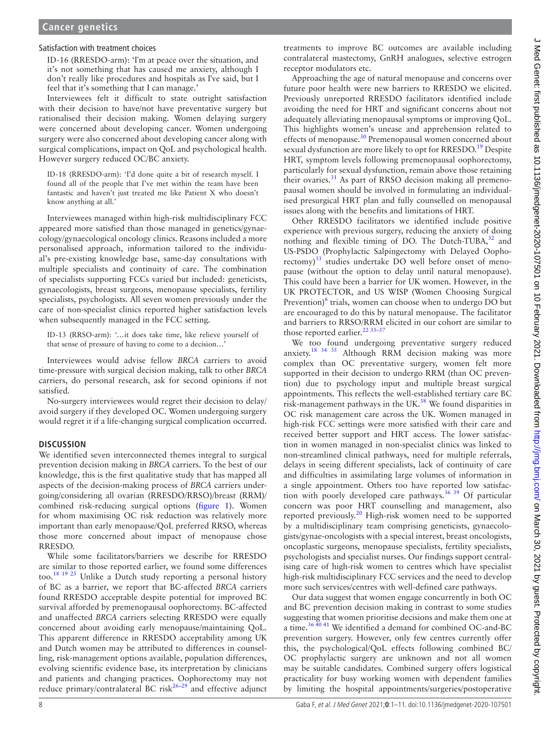### Satisfaction with treatment choices

> ID-16 (RRESDO-arm): 'I'm at peace over the situation, and it's not something that has caused me anxiety, although I don't really like procedures and hospitals as I've said, but I feel that it's something that I can manage.'

Interviewees felt it difficult to state outright satisfaction with their decision to have/not have preventative surgery but rationalised their decision making. Women delaying surgery were concerned about developing cancer. Women undergoing surgery were also concerned about developing cancer along with surgical complications, impact on QoL and psychological health. However surgery reduced OC/BC anxiety.

> ID-18 (RRESDO-arm): 'I'd done quite a bit of research myself. I found all of the people that I've met within the team have been fantastic and haven't just treated me like Patient X who doesn't know anything at all.'

Interviewees managed within high-risk multidisciplinary FCC appeared more satisfied than those managed in genetics/gynaecology/gynaecological oncology clinics. Reasons included a more personalised approach, information tailored to the individual's pre-existing knowledge base, same-day consultations with multiple specialists and continuity of care. The combination of specialists supporting FCCs varied but included: geneticists, gynaecologists, breast surgeons, menopause specialists, fertility specialists, psychologists. All seven women previously under the care of non-specialist clinics reported higher satisfaction levels when subsequently managed in the FCC setting.

> ID-13 (RRSO-arm): '…it does take time, like relieve yourself of that sense of pressure of having to come to a decision…'

Interviewees would advise fellow *BRCA* carriers to avoid time-pressure with surgical decision making, talk to other *BRCA* carriers, do personal research, ask for second opinions if not satisfied.

No-surgery interviewees would regret their decision to delay/avoid surgery if they developed OC. Women undergoing surgery would regret it if a life-changing surgical complication occurred.

## DISCUSSION

We identified seven interconnected themes integral to surgical prevention decision making in *BRCA* carriers. To the best of our knowledge, this is the first qualitative study that has mapped all aspects of the decision-making process of *BRCA* carriers undergoing/considering all ovarian (RRESDO/RRSO)/breast (RRM)/combined risk-reducing surgical options (figure 1). Women for whom maximising OC risk reduction was relatively more important than early menopause/QoL preferred RRSO, whereas those more concerned about impact of menopause chose RRESDO.

While some facilitators/barriers we describe for RRESDO are similar to those reported earlier, we found some differences too.[18 19 25] Unlike a Dutch study reporting a personal history of BC as a barrier, we report that BC-affected *BRCA* carriers found RRESDO acceptable despite potential for improved BC survival afforded by premenopausal oophorectomy. BC-affected and unaffected *BRCA* carriers selecting RRESDO were equally concerned about avoiding early menopause/maintaining QoL. This apparent difference in RRESDO acceptability among UK and Dutch women may be attributed to differences in counselling, risk-management options available, population differences, evolving scientific evidence base, its interpretation by clinicians and patients and changing practices. Oophorectomy may not reduce primary/contralateral BC risk[26–29] and effective adjunct treatments to improve BC outcomes are available including contralateral mastectomy, GnRH analogues, selective estrogen receptor modulators etc.

Approaching the age of natural menopause and concerns over future poor health were new barriers to RRESDO we elicited. Previously unreported RRESDO facilitators identified include avoiding the need for HRT and significant concerns about not adequately alleviating menopausal symptoms or improving QoL. This highlights women's unease and apprehension related to effects of menopause.[30] Premenopausal women concerned about sexual dysfunction are more likely to opt for RRESDO.[19] Despite HRT, symptom levels following premenopausal oophorectomy, particularly for sexual dysfunction, remain above those retaining their ovaries.[31] As part of RRSO decision making all premenopausal women should be involved in formulating an individualised presurgical HRT plan and fully counselled on menopausal issues along with the benefits and limitations of HRT.

Other RRESDO facilitators we identified include positive experience with previous surgery, reducing the anxiety of doing nothing and flexible timing of DO. The Dutch-TUBA,[32] and US-PSDO (Prophylactic Salpingectomy with Delayed Oophorectomy)[33] studies undertake DO well before onset of menopause (without the option to delay until natural menopause). This could have been a barrier for UK women. However, in the UK PROTECTOR, and US WISP (Women Choosing Surgical Prevention)[6] trials, women can choose when to undergo DO but are encouraged to do this by natural menopause. The facilitator and barriers to RRSO/RRM elicited in our cohort are similar to those reported earlier.[22 33–37]

We too found undergoing preventative surgery reduced anxiety.[18 34 35] Although RRM decision making was more complex than OC preventative surgery, women felt more supported in their decision to undergo RRM (than OC prevention) due to psychology input and multiple breast surgical appointments. This reflects the well-established tertiary care BC risk-management pathways in the UK.[38] We found disparities in OC risk management care across the UK. Women managed in high-risk FCC settings were more satisfied with their care and received better support and HRT access. The lower satisfaction in women managed in non-specialist clinics was linked to non-streamlined clinical pathways, need for multiple referrals, delays in seeing different specialists, lack of continuity of care and difficulties in assimilating large volumes of information in a single appointment. Others too have reported low satisfaction with poorly developed care pathways.[36 39] Of particular concern was poor HRT counselling and management, also reported previously.[20] High-risk women need to be supported by a multidisciplinary team comprising geneticists, gynaecologists/gynae-oncologists with a special interest, breast oncologists, oncoplastic surgeons, menopause specialists, fertility specialists, psychologists and specialist nurses. Our findings support centralising care of high-risk women to centres which have specialist high-risk multidisciplinary FCC services and the need to develop more such services/centres with well-defined care pathways.

Our data suggest that women engage concurrently in both OC and BC prevention decision making in contrast to some studies suggesting that women prioritise decisions and make them one at a time.[36 40 41] We identified a demand for combined OC-and-BC prevention surgery. However, only few centres currently offer this, the psychological/QoL effects following combined BC/OC prophylactic surgery are unknown and not all women may be suitable candidates. Combined surgery offers logistical practicality for busy working women with dependent families by limiting the hospital appointments/surgeries/postoperative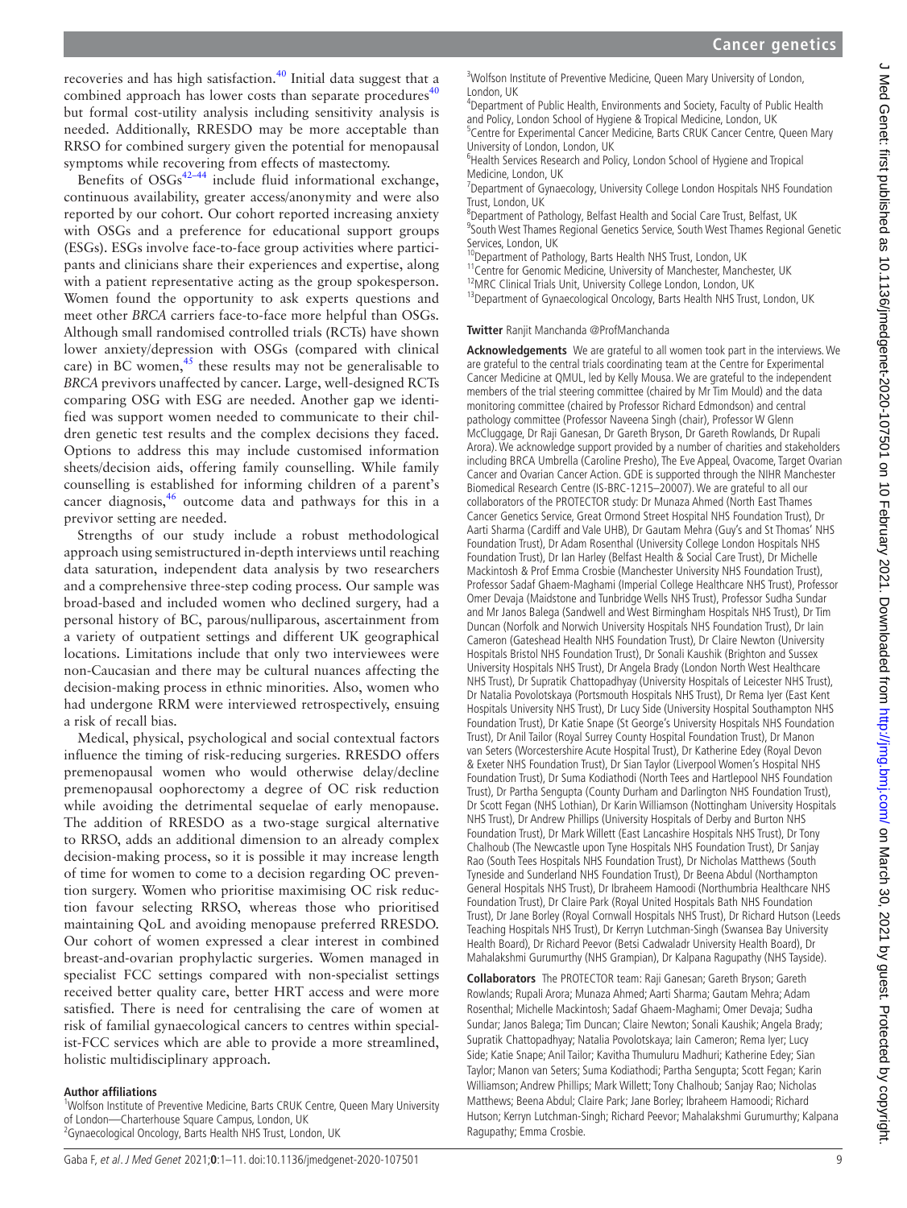recoveries and has high satisfaction.[40] Initial data suggest that a combined approach has lower costs than separate procedures[40] but formal cost-utility analysis including sensitivity analysis is needed. Additionally, RRESDO may be more acceptable than RRSO for combined surgery given the potential for menopausal symptoms while recovering from effects of mastectomy.

Benefits of OSGs[42–44] include fluid informational exchange, continuous availability, greater access/anonymity and were also reported by our cohort. Our cohort reported increasing anxiety with OSGs and a preference for educational support groups (ESGs). ESGs involve face-to-face group activities where participants and clinicians share their experiences and expertise, along with a patient representative acting as the group spokesperson. Women found the opportunity to ask experts questions and meet other *BRCA* carriers face-to-face more helpful than OSGs. Although small randomised controlled trials (RCTs) have shown lower anxiety/depression with OSGs (compared with clinical care) in BC women,[45] these results may not be generalisable to *BRCA* previvors unaffected by cancer. Large, well-designed RCTs comparing OSG with ESG are needed. Another gap we identified was support women needed to communicate to their children genetic test results and the complex decisions they faced. Options to address this may include customised information sheets/decision aids, offering family counselling. While family counselling is established for informing children of a parent's cancer diagnosis,[46] outcome data and pathways for this in a previvor setting are needed.

Strengths of our study include a robust methodological approach using semistructured in-depth interviews until reaching data saturation, independent data analysis by two researchers and a comprehensive three-step coding process. Our sample was broad-based and included women who declined surgery, had a personal history of BC, parous/nulliparous, ascertainment from a variety of outpatient settings and different UK geographical locations. Limitations include that only two interviewees were non-Caucasian and there may be cultural nuances affecting the decision-making process in ethnic minorities. Also, women who had undergone RRM were interviewed retrospectively, ensuing a risk of recall bias.

Medical, physical, psychological and social contextual factors influence the timing of risk-reducing surgeries. RRESDO offers premenopausal women who would otherwise delay/decline premenopausal oophorectomy a degree of OC risk reduction while avoiding the detrimental sequelae of early menopause. The addition of RRESDO as a two-stage surgical alternative to RRSO, adds an additional dimension to an already complex decision-making process, so it is possible it may increase length of time for women to come to a decision regarding OC prevention surgery. Women who prioritise maximising OC risk reduction favour selecting RRSO, whereas those who prioritised maintaining QoL and avoiding menopause preferred RRESDO. Our cohort of women expressed a clear interest in combined breast-and-ovarian prophylactic surgeries. Women managed in specialist FCC settings compared with non-specialist settings received better quality care, better HRT access and were more satisfied. There is need for centralising the care of women at risk of familial gynaecological cancers to centres within specialist-FCC services which are able to provide a more streamlined, holistic multidisciplinary approach.

**Author affiliations**

[1]Wolfson Institute of Preventive Medicine, Barts CRUK Centre, Queen Mary University of London—Charterhouse Square Campus, London, UK
[2]Gynaecological Oncology, Barts Health NHS Trust, London, UK
[3]Wolfson Institute of Preventive Medicine, Queen Mary University of London, London, UK
[4]Department of Public Health, Environments and Society, Faculty of Public Health and Policy, London School of Hygiene & Tropical Medicine, London, UK
[5]Centre for Experimental Cancer Medicine, Barts CRUK Cancer Centre, Queen Mary University of London, London, UK
[6]Health Services Research and Policy, London School of Hygiene and Tropical Medicine, London, UK
[7]Department of Gynaecology, University College London Hospitals NHS Foundation Trust, London, UK
[8]Department of Pathology, Belfast Health and Social Care Trust, Belfast, UK
[9]South West Thames Regional Genetics Service, South West Thames Regional Genetic Services, London, UK
[10]Department of Pathology, Barts Health NHS Trust, London, UK
[11]Centre for Genomic Medicine, University of Manchester, Manchester, UK
[12]MRC Clinical Trials Unit, University College London, London, UK
[13]Department of Gynaecological Oncology, Barts Health NHS Trust, London, UK

**Twitter** Ranjit Manchanda @ProfManchanda

**Acknowledgements** We are grateful to all women took part in the interviews. We are grateful to the central trials coordinating team at the Centre for Experimental Cancer Medicine at QMUL, led by Kelly Mousa. We are grateful to the independent members of the trial steering committee (chaired by Mr Tim Mould) and the data monitoring committee (chaired by Professor Richard Edmondson) and central pathology committee (Professor Naveena Singh (chair), Professor W Glenn McCluggage, Dr Raji Ganesan, Dr Gareth Bryson, Dr Gareth Rowlands, Dr Rupali Arora). We acknowledge support provided by a number of charities and stakeholders including BRCA Umbrella (Caroline Presho), The Eve Appeal, Ovacome, Target Ovarian Cancer and Ovarian Cancer Action. GDE is supported through the NIHR Manchester Biomedical Research Centre (IS-BRC-1215–20007). We are grateful to all our collaborators of the PROTECTOR study: Dr Munaza Ahmed (North East Thames Cancer Genetics Service, Great Ormond Street Hospital NHS Foundation Trust), Dr Aarti Sharma (Cardiff and Vale UHB), Dr Gautam Mehra (Guy's and St Thomas' NHS Foundation Trust), Dr Adam Rosenthal (University College London Hospitals NHS Foundation Trust), Dr Ian Harley (Belfast Health & Social Care Trust), Dr Michelle Mackintosh & Prof Emma Crosbie (Manchester University NHS Foundation Trust), Professor Sadaf Ghaem-Maghami (Imperial College Healthcare NHS Trust), Professor Omer Devaja (Maidstone and Tunbridge Wells NHS Trust), Professor Sudha Sundar and Mr Janos Balega (Sandwell and West Birmingham Hospitals NHS Trust), Dr Tim Duncan (Norfolk and Norwich University Hospitals NHS Foundation Trust), Dr Iain Cameron (Gateshead Health NHS Foundation Trust), Dr Claire Newton (University Hospitals Bristol NHS Foundation Trust), Dr Sonali Kaushik (Brighton and Sussex University Hospitals NHS Trust), Dr Angela Brady (London North West Healthcare NHS Trust), Dr Supratik Chattopadhyay (University Hospitals of Leicester NHS Trust), Dr Natalia Povolotskaya (Portsmouth Hospitals NHS Trust), Dr Rema Iyer (East Kent Hospitals University NHS Trust), Dr Lucy Side (University Hospital Southampton NHS Foundation Trust), Dr Katie Snape (St George's University Hospitals NHS Foundation Trust), Dr Anil Tailor (Royal Surrey County Hospital Foundation Trust), Dr Manon van Seters (Worcestershire Acute Hospital Trust), Dr Katherine Edey (Royal Devon & Exeter NHS Foundation Trust), Dr Sian Taylor (Liverpool Women's Hospital NHS Foundation Trust), Dr Suma Kodiathodi (North Tees and Hartlepool NHS Foundation Trust), Dr Partha Sengupta (County Durham and Darlington NHS Foundation Trust), Dr Scott Fegan (NHS Lothian), Dr Karin Williamson (Nottingham University Hospitals NHS Trust), Dr Andrew Phillips (University Hospitals of Derby and Burton NHS Foundation Trust), Dr Mark Willett (East Lancashire Hospitals NHS Trust), Dr Tony Chalhoub (The Newcastle upon Tyne Hospitals NHS Foundation Trust), Dr Sanjay Rao (South Tees Hospitals NHS Foundation Trust), Dr Nicholas Matthews (South Tyneside and Sunderland NHS Foundation Trust), Dr Beena Abdul (Northampton General Hospitals NHS Trust), Dr Ibraheem Hamoodi (Northumbria Healthcare NHS Foundation Trust), Dr Claire Park (Royal United Hospitals Bath NHS Foundation Trust), Dr Jane Borley (Royal Cornwall Hospitals NHS Trust), Dr Richard Hutson (Leeds Teaching Hospitals NHS Trust), Dr Kerryn Lutchman-Singh (Swansea Bay University Health Board), Dr Richard Peevor (Betsi Cadwaladr University Health Board), Dr Mahalakshmi Gurumurthy (NHS Grampian), Dr Kalpana Ragupathy (NHS Tayside).

**Collaborators** The PROTECTOR team: Raji Ganesan; Gareth Bryson; Gareth Rowlands; Rupali Arora; Munaza Ahmed; Aarti Sharma; Gautam Mehra; Adam Rosenthal; Michelle Mackintosh; Sadaf Ghaem-Maghami; Omer Devaja; Sudha Sundar; Janos Balega; Tim Duncan; Claire Newton; Sonali Kaushik; Angela Brady; Supratik Chattopadhyay; Natalia Povolotskaya; Iain Cameron; Rema Iyer; Lucy Side; Katie Snape; Anil Tailor; Kavitha Thumuluru Madhuri; Katherine Edey; Sian Taylor; Manon van Seters; Suma Kodiathodi; Partha Sengupta; Scott Fegan; Karin Williamson; Andrew Phillips; Mark Willett; Tony Chalhoub; Sanjay Rao; Nicholas Matthews; Beena Abdul; Claire Park; Jane Borley; Ibraheem Hamoodi; Richard Hutson; Kerryn Lutchman-Singh; Richard Peevor; Mahalakshmi Gurumurthy; Kalpana Ragupathy; Emma Crosbie.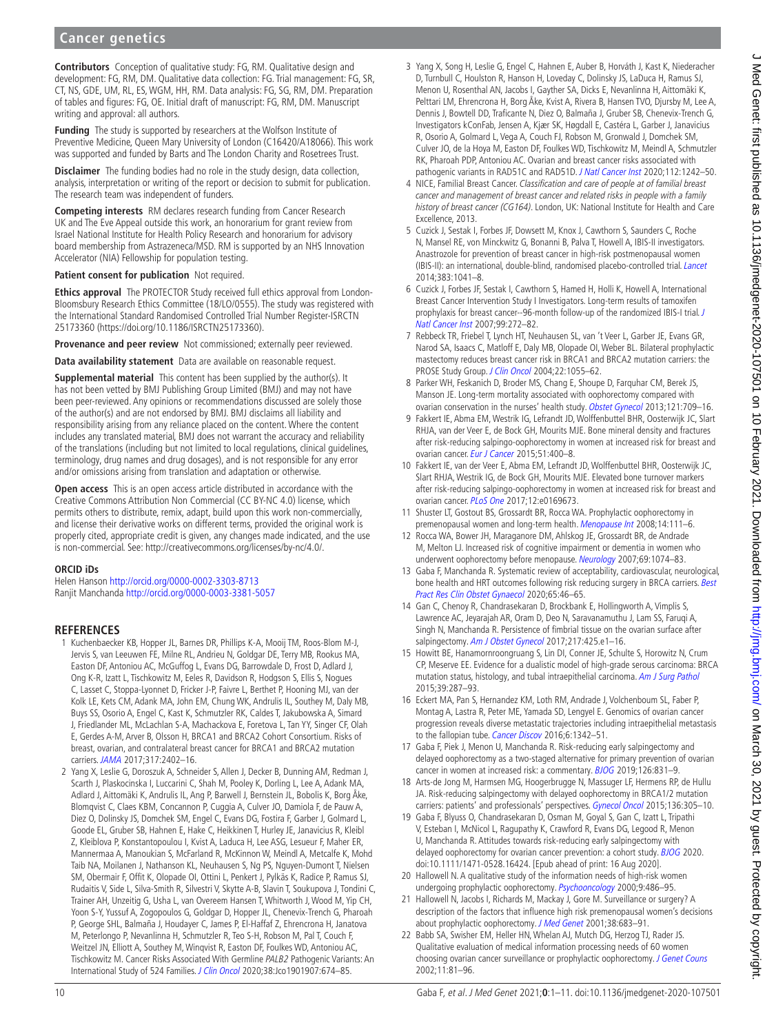**Contributors** Conception of qualitative study: FG, RM. Qualitative design and development: FG, RM, DM. Qualitative data collection: FG. Trial management: FG, SR, CT, NS, GDE, UM, RL, ES, WGM, HH, RM. Data analysis: FG, SG, RM, DM. Preparation of tables and figures: FG, OE. Initial draft of manuscript: FG, RM, DM. Manuscript writing and approval: all authors.

**Funding** The study is supported by researchers at the Wolfson Institute of Preventive Medicine, Queen Mary University of London (C16420/A18066). This work was supported and funded by Barts and The London Charity and Rosetrees Trust.

**Disclaimer** The funding bodies had no role in the study design, data collection, analysis, interpretation or writing of the report or decision to submit for publication. The research team was independent of funders.

**Competing interests** RM declares research funding from Cancer Research UK and The Eve Appeal outside this work, an honorarium for grant review from Israel National Institute for Health Policy Research and honorarium for advisory board membership from Astrazeneca/MSD. RM is supported by an NHS Innovation Accelerator (NIA) Fellowship for population testing.

**Patient consent for publication** Not required.

**Ethics approval** The PROTECTOR Study received full ethics approval from London-Bloomsbury Research Ethics Committee (18/LO/0555). The study was registered with the International Standard Randomised Controlled Trial Number Register-ISRCTN 25173360 (https://doi.org/10.1186/ISRCTN25173360).

**Provenance and peer review** Not commissioned; externally peer reviewed.

**Data availability statement** Data are available on reasonable request.

**Supplemental material** This content has been supplied by the author(s). It has not been vetted by BMJ Publishing Group Limited (BMJ) and may not have been peer-reviewed. Any opinions or recommendations discussed are solely those of the author(s) and are not endorsed by BMJ. BMJ disclaims all liability and responsibility arising from any reliance placed on the content. Where the content includes any translated material, BMJ does not warrant the accuracy and reliability of the translations (including but not limited to local regulations, clinical guidelines, terminology, drug names and drug dosages), and is not responsible for any error and/or omissions arising from translation and adaptation or otherwise.

**Open access** This is an open access article distributed in accordance with the Creative Commons Attribution Non Commercial (CC BY-NC 4.0) license, which permits others to distribute, remix, adapt, build upon this work non-commercially, and license their derivative works on different terms, provided the original work is properly cited, appropriate credit is given, any changes made indicated, and the use is non-commercial. See: http://creativecommons.org/licenses/by-nc/4.0/.

**ORCID iDs**

Helen Hanson http://orcid.org/0000-0002-3303-8713
Ranjit Manchanda http://orcid.org/0000-0003-3381-5057

## REFERENCES

1. Kuchenbaecker KB, Hopper JL, Barnes DR, Phillips K-A, Mooij TM, Roos-Blom M-J, Jervis S, van Leeuwen FE, Milne RL, Andrieu N, Goldgar DE, Terry MB, Rookus MA, Easton DF, Antoniou AC, McGuffog L, Evans DG, Barrowdale D, Frost D, Adlard J, Ong K-R, Izatt L, Tischkowitz M, Eeles R, Davidson R, Hodgson S, Ellis S, Nogues C, Lasset C, Stoppa-Lyonnet D, Fricker J-P, Faivre L, Berthet P, Hooning MJ, van der Kolk LE, Kets CM, Adank MA, John EM, Chung WK, Andrulis IL, Southey M, Daly MB, Buys SS, Osorio A, Engel C, Kast K, Schmutzler RK, Caldes T, Jakubowska A, Simard J, Friedlander ML, McLachlan S-A, Machackova E, Foretova L, Tan YY, Singer CF, Olah E, Gerdes A-M, Arver B, Olsson H, BRCA1 and BRCA2 Cohort Consortium. Risks of breast, ovarian, and contralateral breast cancer for BRCA1 and BRCA2 mutation carriers. *JAMA* 2017;317:2402–16.
2. Yang X, Leslie G, Doroszuk A, Schneider S, Allen J, Decker B, Dunning AM, Redman J, Scarth J, Plaskocinska I, Luccarini C, Shah M, Pooley K, Dorling L, Lee A, Adank MA, Adlard J, Aittomäki K, Andrulis IL, Ang P, Barwell J, Bernstein JL, Bobolis K, Borg Åke, Blomqvist C, Claes KBM, Concannon P, Cuggia A, Culver JO, Damiola F, de Pauw A, Diez O, Dolinsky JS, Domchek SM, Engel C, Evans DG, Fostira F, Garber J, Golmard L, Goode EL, Gruber SB, Hahnen E, Hake C, Heikkinen T, Hurley JE, Janavicius R, Kleibl Z, Kleiblova P, Konstantopoulou I, Kvist A, Laduca H, Lee ASG, Lesueur F, Maher ER, Mannermaa A, Manoukian S, McFarland R, McKinnon W, Meindl A, Metcalfe K, Mohd Taib NA, Moilanen J, Nathanson KL, Neuhausen S, Ng PS, Nguyen-Dumont T, Nielsen SM, Obermair F, Offit K, Olopade OI, Ottini L, Penkert J, Pylkäs K, Radice P, Ramus SJ, Rudaitis V, Side L, Silva-Smith R, Silvestri V, Skytte A-B, Slavin T, Soukupova J, Tondini C, Trainer AH, Unzeitig G, Usha L, van Overeem Hansen T, Whitworth J, Wood M, Yip CH, Yoon S-Y, Yussuf A, Zogopoulos G, Goldgar D, Hopper JL, Chenevix-Trench G, Pharoah P, George SHL, Balmaña J, Houdayer C, James P, El-Haffaf Z, Ehrencrona H, Janatova M, Peterlongo P, Nevanlinna H, Schmutzler R, Teo S-H, Robson M, Pal T, Couch F, Weitzel JN, Elliott A, Southey M, Winqvist R, Easton DF, Foulkes WD, Antoniou AC, Tischkowitz M. Cancer Risks Associated With Germline *PALB2* Pathogenic Variants: An International Study of 524 Families. *J Clin Oncol* 2020;38:Jco1901907:674–85.
3. Yang X, Song H, Leslie G, Engel C, Hahnen E, Auber B, Horváth J, Kast K, Niederacher D, Turnbull C, Houlston R, Hanson H, Loveday C, Dolinsky JS, LaDuca H, Ramus SJ, Menon U, Rosenthal AN, Jacobs I, Gayther SA, Dicks E, Nevanlinna H, Aittomäki K, Pelttari LM, Ehrencrona H, Borg Åke, Kvist A, Rivera B, Hansen TVO, Djursby M, Lee A, Dennis J, Bowtell DD, Traficante N, Diez O, Balmaña J, Gruber SB, Chenevix-Trench G, Investigators kConFab, Jensen A, Kjær SK, Høgdall E, Castéra L, Garber J, Janavicius R, Osorio A, Golmard L, Vega A, Couch FJ, Robson M, Gronwald J, Domchek SM, Culver JO, de la Hoya M, Easton DF, Foulkes WD, Tischkowitz M, Meindl A, Schmutzler RK, Pharoah PDP, Antoniou AC. Ovarian and breast cancer risks associated with pathogenic variants in RAD51C and RAD51D. *J Natl Cancer Inst* 2020;112:1242–50.
4. NICE, Familial Breast Cancer. *Classification and care of people at of familial breast cancer and management of breast cancer and related risks in people with a family history of breast cancer (CG164)*. London, UK: National Institute for Health and Care Excellence, 2013.
5. Cuzick J, Sestak I, Forbes JF, Dowsett M, Knox J, Cawthorn S, Saunders C, Roche N, Mansel RE, von Minckwitz G, Bonanni B, Palva T, Howell A, IBIS-II investigators. Anastrozole for prevention of breast cancer in high-risk postmenopausal women (IBIS-II): an international, double-blind, randomised placebo-controlled trial. *Lancet* 2014;383:1041–8.
6. Cuzick J, Forbes JF, Sestak I, Cawthorn S, Hamed H, Holli K, Howell A, International Breast Cancer Intervention Study I Investigators. Long-term results of tamoxifen prophylaxis for breast cancer--96-month follow-up of the randomized IBIS-I trial. *J Natl Cancer Inst* 2007;99:272–82.
7. Rebbeck TR, Friebel T, Lynch HT, Neuhausen SL, van 't Veer L, Garber JE, Evans GR, Narod SA, Isaacs C, Matloff E, Daly MB, Olopade OI, Weber BL. Bilateral prophylactic mastectomy reduces breast cancer risk in BRCA1 and BRCA2 mutation carriers: the PROSE Study Group. *J Clin Oncol* 2004;22:1055–62.
8. Parker WH, Feskanich D, Broder MS, Chang E, Shoupe D, Farquhar CM, Berek JS, Manson JE. Long-term mortality associated with oophorectomy compared with ovarian conservation in the nurses' health study. *Obstet Gynecol* 2013;121:709–16.
9. Fakkert IE, Abma EM, Westrik IG, Lefrandt JD, Wolffenbuttel BHR, Oosterwijk JC, Slart RHJA, van der Veer E, de Bock GH, Mourits MJE. Bone mineral density and fractures after risk-reducing salpingo-oophorectomy in women at increased risk for breast and ovarian cancer. *Eur J Cancer* 2015;51:400–8.
10. Fakkert IE, van der Veer E, Abma EM, Lefrandt JD, Wolffenbuttel BHR, Oosterwijk JC, Slart RHJA, Westrik IG, de Bock GH, Mourits MJE. Elevated bone turnover markers after risk-reducing salpingo-oophorectomy in women at increased risk for breast and ovarian cancer. *PLoS One* 2017;12:e0169673.
11. Shuster LT, Gostout BS, Grossardt BR, Rocca WA. Prophylactic oophorectomy in premenopausal women and long-term health. *Menopause Int* 2008;14:111–6.
12. Rocca WA, Bower JH, Maraganore DM, Ahlskog JE, Grossardt BR, de Andrade M, Melton LJ. Increased risk of cognitive impairment or dementia in women who underwent oophorectomy before menopause. *Neurology* 2007;69:1074–83.
13. Gaba F, Manchanda R. Systematic review of acceptability, cardiovascular, neurological, bone health and HRT outcomes following risk reducing surgery in BRCA carriers. *Best Pract Res Clin Obstet Gynaecol* 2020;65:46–65.
14. Gan C, Chenoy R, Chandrasekaran D, Brockbank E, Hollingworth A, Vimplis S, Lawrence AC, Jeyarajah AR, Oram D, Deo N, Saravanamuthu J, Lam SS, Faruqi A, Singh N, Manchanda R. Persistence of fimbrial tissue on the ovarian surface after salpingectomy. *Am J Obstet Gynecol* 2017;217:425.e1–16.
15. Howitt BE, Hanamornroongruang S, Lin DI, Conner JE, Schulte S, Horowitz N, Crum CP, Meserve EE. Evidence for a dualistic model of high-grade serous carcinoma: BRCA mutation status, histology, and tubal intraepithelial carcinoma. *Am J Surg Pathol* 2015;39:287–93.
16. Eckert MA, Pan S, Hernandez KM, Loth RM, Andrade J, Volchenboum SL, Faber P, Montag A, Lastra R, Peter ME, Yamada SD, Lengyel E. Genomics of ovarian cancer progression reveals diverse metastatic trajectories including intraepithelial metastasis to the fallopian tube. *Cancer Discov* 2016;6:1342–51.
17. Gaba F, Piek J, Menon U, Manchanda R. Risk-reducing early salpingectomy and delayed oophorectomy as a two-staged alternative for primary prevention of ovarian cancer in women at increased risk: a commentary. *BJOG* 2019;126:831–9.
18. Arts-de Jong M, Harmsen MG, Hoogerbrugge N, Massuger LF, Hermens RP, de Hullu JA. Risk-reducing salpingectomy with delayed oophorectomy in BRCA1/2 mutation carriers: patients' and professionals' perspectives. *Gynecol Oncol* 2015;136:305–10.
19. Gaba F, Blyuss O, Chandrasekaran D, Osman M, Goyal S, Gan C, Izatt L, Tripathi V, Esteban I, McNicol L, Ragupathy K, Crawford R, Evans DG, Legood R, Menon U, Manchanda R. Attitudes towards risk-reducing early salpingectomy with delayed oophorectomy for ovarian cancer prevention: a cohort study. *BJOG* 2020. doi:10.1111/1471-0528.16424. [Epub ahead of print: 16 Aug 2020].
20. Hallowell N. A qualitative study of the information needs of high-risk women undergoing prophylactic oophorectomy. *Psychooncology* 2000;9:486–95.
21. Hallowell N, Jacobs I, Richards M, Mackay J, Gore M. Surveillance or surgery? A description of the factors that influence high risk premenopausal women's decisions about prophylactic oophorectomy. *J Med Genet* 2001;38:683–91.
22. Babb SA, Swisher EM, Heller HN, Whelan AJ, Mutch DG, Herzog TJ, Rader JS. Qualitative evaluation of medical information processing needs of 60 women choosing ovarian cancer surveillance or prophylactic oophorectomy. *J Genet Couns* 2002;11:81–96.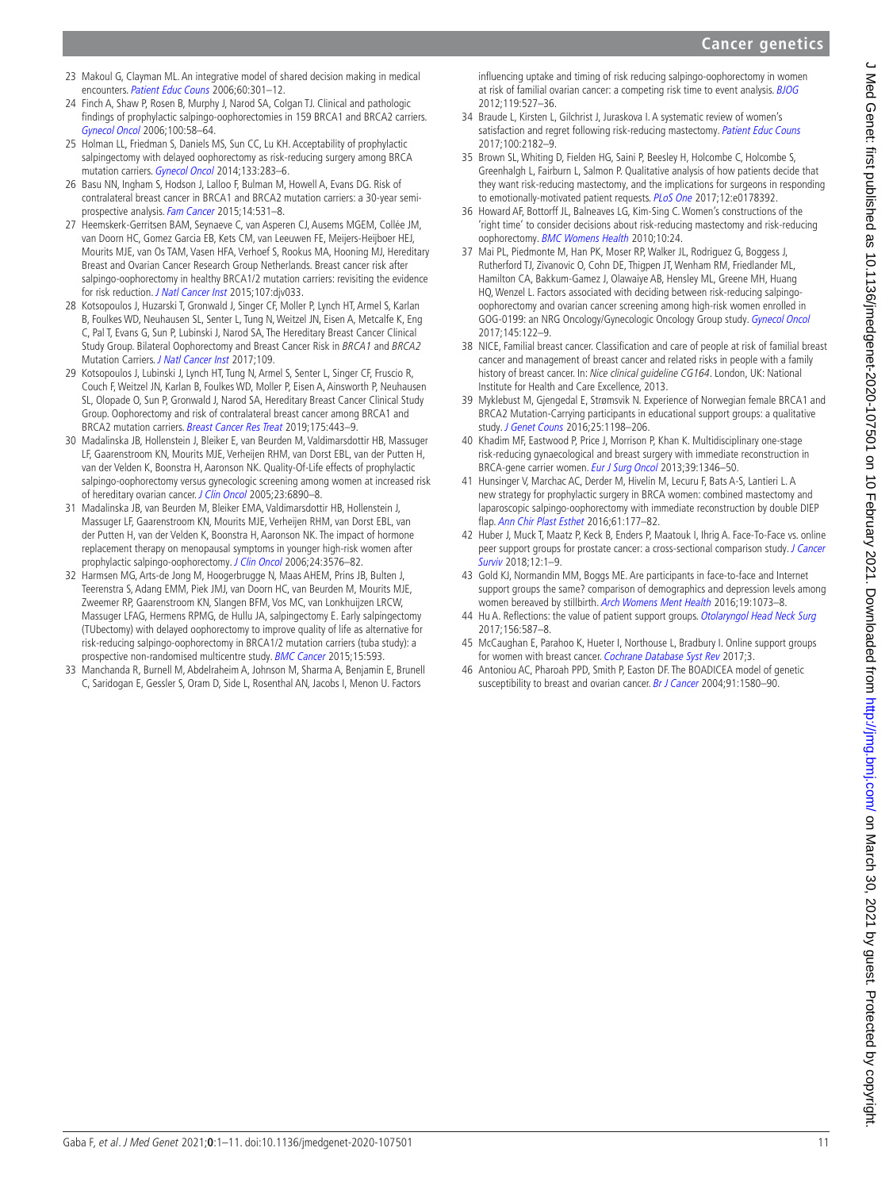23 Makoul G, Clayman ML. An integrative model of shared decision making in medical encounters. *Patient Educ Couns* 2006;60:301–12.

24 Finch A, Shaw P, Rosen B, Murphy J, Narod SA, Colgan TJ. Clinical and pathologic findings of prophylactic salpingo-oophorectomies in 159 BRCA1 and BRCA2 carriers. *Gynecol Oncol* 2006;100:58–64.

25 Holman LL, Friedman S, Daniels MS, Sun CC, Lu KH. Acceptability of prophylactic salpingectomy with delayed oophorectomy as risk-reducing surgery among BRCA mutation carriers. *Gynecol Oncol* 2014;133:283–6.

26 Basu NN, Ingham S, Hodson J, Lalloo F, Bulman M, Howell A, Evans DG. Risk of contralateral breast cancer in BRCA1 and BRCA2 mutation carriers: a 30-year semi-prospective analysis. *Fam Cancer* 2015;14:531–8.

27 Heemskerk-Gerritsen BAM, Seynaeve C, van Asperen CJ, Ausems MGEM, Collée JM, van Doorn HC, Gomez Garcia EB, Kets CM, van Leeuwen FE, Meijers-Heijboer HEJ, Mourits MJE, van Os TAM, Vasen HFA, Verhoef S, Rookus MA, Hooning MJ, Hereditary Breast and Ovarian Cancer Research Group Netherlands. Breast cancer risk after salpingo-oophorectomy in healthy BRCA1/2 mutation carriers: revisiting the evidence for risk reduction. *J Natl Cancer Inst* 2015;107:djv033.

28 Kotsopoulos J, Huzarski T, Gronwald J, Singer CF, Moller P, Lynch HT, Armel S, Karlan B, Foulkes WD, Neuhausen SL, Senter L, Tung N, Weitzel JN, Eisen A, Metcalfe K, Eng C, Pal T, Evans G, Sun P, Lubinski J, Narod SA, The Hereditary Breast Cancer Clinical Study Group. Bilateral Oophorectomy and Breast Cancer Risk in *BRCA1* and *BRCA2* Mutation Carriers. *J Natl Cancer Inst* 2017;109.

29 Kotsopoulos J, Lubinski J, Lynch HT, Tung N, Armel S, Senter L, Singer CF, Fruscio R, Couch F, Weitzel JN, Karlan B, Foulkes WD, Moller P, Eisen A, Ainsworth P, Neuhausen SL, Olopade O, Sun P, Gronwald J, Narod SA, Hereditary Breast Cancer Clinical Study Group. Oophorectomy and risk of contralateral breast cancer among BRCA1 and BRCA2 mutation carriers. *Breast Cancer Res Treat* 2019;175:443–9.

30 Madalinska JB, Hollenstein J, Bleiker E, van Beurden M, Valdimarsdottir HB, Massuger LF, Gaarenstroom KN, Mourits MJE, Verheijen RHM, van Dorst EBL, van der Putten H, van der Velden K, Boonstra H, Aaronson NK. Quality-Of-Life effects of prophylactic salpingo-oophorectomy versus gynecologic screening among women at increased risk of hereditary ovarian cancer. *J Clin Oncol* 2005;23:6890–8.

31 Madalinska JB, van Beurden M, Bleiker EMA, Valdimarsdottir HB, Hollenstein J, Massuger LF, Gaarenstroom KN, Mourits MJE, Verheijen RHM, van Dorst EBL, van der Putten H, van der Velden K, Boonstra H, Aaronson NK. The impact of hormone replacement therapy on menopausal symptoms in younger high-risk women after prophylactic salpingo-oophorectomy. *J Clin Oncol* 2006;24:3576–82.

32 Harmsen MG, Arts-de Jong M, Hoogerbrugge N, Maas AHEM, Prins JB, Bulten J, Teerenstra S, Adang EMM, Piek JMJ, van Doorn HC, van Beurden M, Mourits MJE, Zweemer RP, Gaarenstroom KN, Slangen BFM, Vos MC, van Lonkhuijzen LRCW, Massuger LFAG, Hermens RPMG, de Hullu JA, salpingectomy E. Early salpingectomy (TUbectomy) with delayed oophorectomy to improve quality of life as alternative for risk-reducing salpingo-oophorectomy in BRCA1/2 mutation carriers (tuba study): a prospective non-randomised multicentre study. *BMC Cancer* 2015;15:593.

33 Manchanda R, Burnell M, Abdelraheim A, Johnson M, Sharma A, Benjamin E, Brunell C, Saridogan E, Gessler S, Oram D, Side L, Rosenthal AN, Jacobs I, Menon U. Factors influencing uptake and timing of risk reducing salpingo-oophorectomy in women at risk of familial ovarian cancer: a competing risk time to event analysis. *BJOG* 2012;119:527–36.

34 Braude L, Kirsten L, Gilchrist J, Juraskova I. A systematic review of women's satisfaction and regret following risk-reducing mastectomy. *Patient Educ Couns* 2017;100:2182–9.

35 Brown SL, Whiting D, Fielden HG, Saini P, Beesley H, Holcombe C, Holcombe S, Greenhalgh L, Fairburn L, Salmon P. Qualitative analysis of how patients decide that they want risk-reducing mastectomy, and the implications for surgeons in responding to emotionally-motivated patient requests. *PLoS One* 2017;12:e0178392.

36 Howard AF, Bottorff JL, Balneaves LG, Kim-Sing C. Women's constructions of the 'right time' to consider decisions about risk-reducing mastectomy and risk-reducing oophorectomy. *BMC Womens Health* 2010;10:24.

37 Mai PL, Piedmonte M, Han PK, Moser RP, Walker JL, Rodriguez G, Boggess J, Rutherford TJ, Zivanovic O, Cohn DE, Thigpen JT, Wenham RM, Friedlander ML, Hamilton CA, Bakkum-Gamez J, Olawaiye AB, Hensley ML, Greene MH, Huang HQ, Wenzel L. Factors associated with deciding between risk-reducing salpingo-oophorectomy and ovarian cancer screening among high-risk women enrolled in GOG-0199: an NRG Oncology/Gynecologic Oncology Group study. *Gynecol Oncol* 2017;145:122–9.

38 NICE, Familial breast cancer. Classification and care of people at risk of familial breast cancer and management of breast cancer and related risks in people with a family history of breast cancer. In: *Nice clinical guideline CG164*. London, UK: National Institute for Health and Care Excellence, 2013.

39 Myklebust M, Gjengedal E, Strømsvik N. Experience of Norwegian female BRCA1 and BRCA2 Mutation-Carrying participants in educational support groups: a qualitative study. *J Genet Couns* 2016;25:1198–206.

40 Khadim MF, Eastwood P, Price J, Morrison P, Khan K. Multidisciplinary one-stage risk-reducing gynaecological and breast surgery with immediate reconstruction in BRCA-gene carrier women. *Eur J Surg Oncol* 2013;39:1346–50.

41 Hunsinger V, Marchac AC, Derder M, Hivelin M, Lecuru F, Bats A-S, Lantieri L. A new strategy for prophylactic surgery in BRCA women: combined mastectomy and laparoscopic salpingo-oophorectomy with immediate reconstruction by double DIEP flap. *Ann Chir Plast Esthet* 2016;61:177–82.

42 Huber J, Muck T, Maatz P, Keck B, Enders P, Maatouk I, Ihrig A. Face-To-Face vs. online peer support groups for prostate cancer: a cross-sectional comparison study. *J Cancer Surviv* 2018;12:1–9.

43 Gold KJ, Normandin MM, Boggs ME. Are participants in face-to-face and Internet support groups the same? comparison of demographics and depression levels among women bereaved by stillbirth. *Arch Womens Ment Health* 2016;19:1073–8.

44 Hu A. Reflections: the value of patient support groups. *Otolaryngol Head Neck Surg* 2017;156:587–8.

45 McCaughan E, Parahoo K, Hueter I, Northouse L, Bradbury I. Online support groups for women with breast cancer. *Cochrane Database Syst Rev* 2017;3.

46 Antoniou AC, Pharoah PPD, Smith P, Easton DF. The BOADICEA model of genetic susceptibility to breast and ovarian cancer. *Br J Cancer* 2004;91:1580–90.